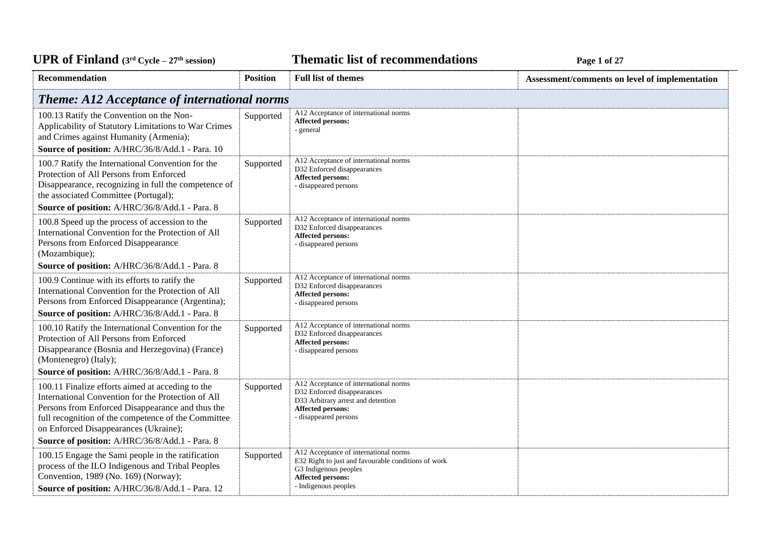# UPR of Finland (3rd Cycle – 27th session) Thematic list of recommendations

| Recommendation | Position | Full list of themes | Assessment/comments on level of implementation |
|---|---|---|---|
| ***Theme: A12 Acceptance of international norms*** | | | |
| 100.13 Ratify the Convention on the Non-Applicability of Statutory Limitations to War Crimes and Crimes against Humanity (Armenia);<br>**Source of position:** A/HRC/36/8/Add.1 - Para. 10 | Supported | A12 Acceptance of international norms<br>**Affected persons:**<br>- general | |
| 100.7 Ratify the International Convention for the Protection of All Persons from Enforced Disappearance, recognizing in full the competence of the associated Committee (Portugal);<br>**Source of position:** A/HRC/36/8/Add.1 - Para. 8 | Supported | A12 Acceptance of international norms<br>D32 Enforced disappearances<br>**Affected persons:**<br>- disappeared persons | |
| 100.8 Speed up the process of accession to the International Convention for the Protection of All Persons from Enforced Disappearance (Mozambique);<br>**Source of position:** A/HRC/36/8/Add.1 - Para. 8 | Supported | A12 Acceptance of international norms<br>D32 Enforced disappearances<br>**Affected persons:**<br>- disappeared persons | |
| 100.9 Continue with its efforts to ratify the International Convention for the Protection of All Persons from Enforced Disappearance (Argentina);<br>**Source of position:** A/HRC/36/8/Add.1 - Para. 8 | Supported | A12 Acceptance of international norms<br>D32 Enforced disappearances<br>**Affected persons:**<br>- disappeared persons | |
| 100.10 Ratify the International Convention for the Protection of All Persons from Enforced Disappearance (Bosnia and Herzegovina) (France) (Montenegro) (Italy);<br>**Source of position:** A/HRC/36/8/Add.1 - Para. 8 | Supported | A12 Acceptance of international norms<br>D32 Enforced disappearances<br>**Affected persons:**<br>- disappeared persons | |
| 100.11 Finalize efforts aimed at acceding to the International Convention for the Protection of All Persons from Enforced Disappearance and thus the full recognition of the competence of the Committee on Enforced Disappearances (Ukraine);<br>**Source of position:** A/HRC/36/8/Add.1 - Para. 8 | Supported | A12 Acceptance of international norms<br>D32 Enforced disappearances<br>D33 Arbitrary arrest and detention<br>**Affected persons:**<br>- disappeared persons | |
| 100.15 Engage the Sami people in the ratification process of the ILO Indigenous and Tribal Peoples Convention, 1989 (No. 169) (Norway);<br>**Source of position:** A/HRC/36/8/Add.1 - Para. 12 | Supported | A12 Acceptance of international norms<br>E32 Right to just and favourable conditions of work<br>G3 Indigenous peoples<br>**Affected persons:**<br>- Indigenous peoples | |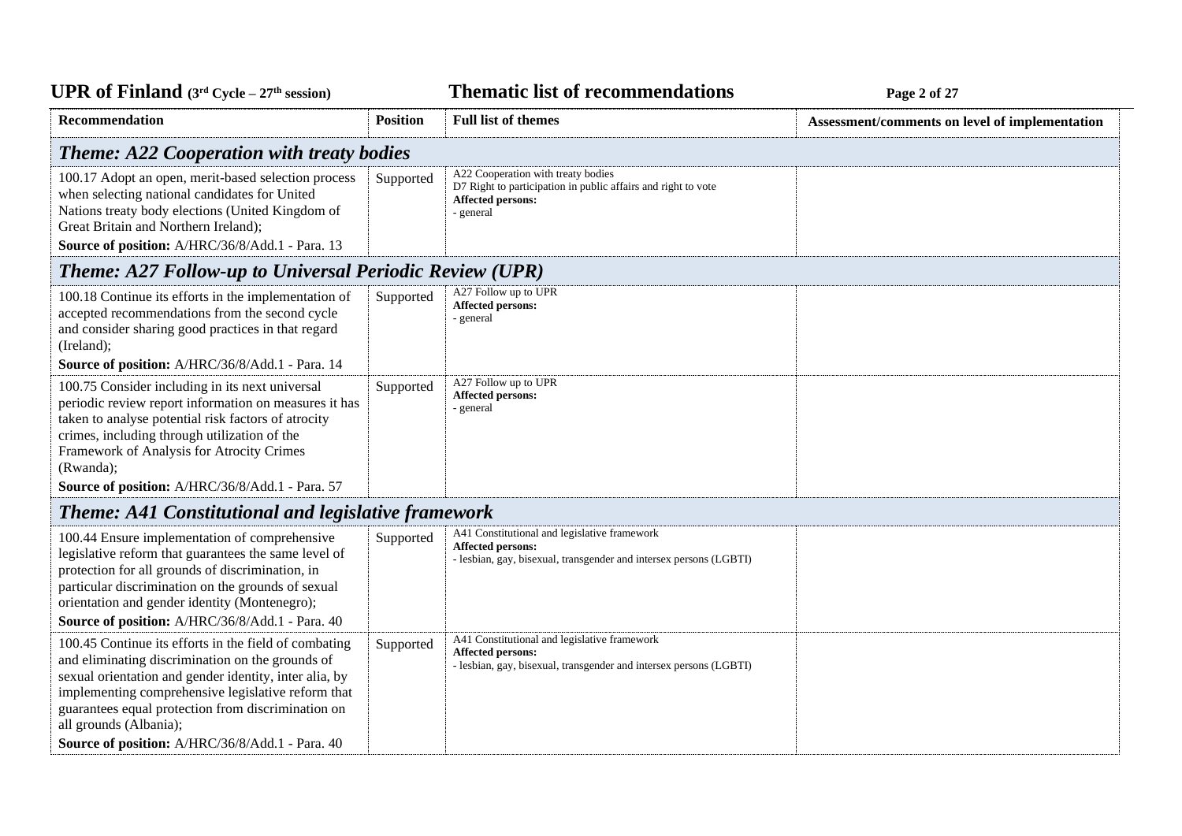| Recommendation | Position | Full list of themes | Assessment/comments on level of implementation |
|---|---|---|---|
| ***Theme: A22 Cooperation with treaty bodies*** | | | |
| 100.17 Adopt an open, merit-based selection process when selecting national candidates for United Nations treaty body elections (United Kingdom of Great Britain and Northern Ireland);<br>**Source of position:** A/HRC/36/8/Add.1 - Para. 13 | Supported | A22 Cooperation with treaty bodies<br>D7 Right to participation in public affairs and right to vote<br>**Affected persons:**<br>- general | |
| ***Theme: A27 Follow-up to Universal Periodic Review (UPR)*** | | | |
| 100.18 Continue its efforts in the implementation of accepted recommendations from the second cycle and consider sharing good practices in that regard (Ireland);<br>**Source of position:** A/HRC/36/8/Add.1 - Para. 14 | Supported | A27 Follow up to UPR<br>**Affected persons:**<br>- general | |
| 100.75 Consider including in its next universal periodic review report information on measures it has taken to analyse potential risk factors of atrocity crimes, including through utilization of the Framework of Analysis for Atrocity Crimes (Rwanda);<br>**Source of position:** A/HRC/36/8/Add.1 - Para. 57 | Supported | A27 Follow up to UPR<br>**Affected persons:**<br>- general | |
| ***Theme: A41 Constitutional and legislative framework*** | | | |
| 100.44 Ensure implementation of comprehensive legislative reform that guarantees the same level of protection for all grounds of discrimination, in particular discrimination on the grounds of sexual orientation and gender identity (Montenegro);<br>**Source of position:** A/HRC/36/8/Add.1 - Para. 40 | Supported | A41 Constitutional and legislative framework<br>**Affected persons:**<br>- lesbian, gay, bisexual, transgender and intersex persons (LGBTI) | |
| 100.45 Continue its efforts in the field of combating and eliminating discrimination on the grounds of sexual orientation and gender identity, inter alia, by implementing comprehensive legislative reform that guarantees equal protection from discrimination on all grounds (Albania);<br>**Source of position:** A/HRC/36/8/Add.1 - Para. 40 | Supported | A41 Constitutional and legislative framework<br>**Affected persons:**<br>- lesbian, gay, bisexual, transgender and intersex persons (LGBTI) | |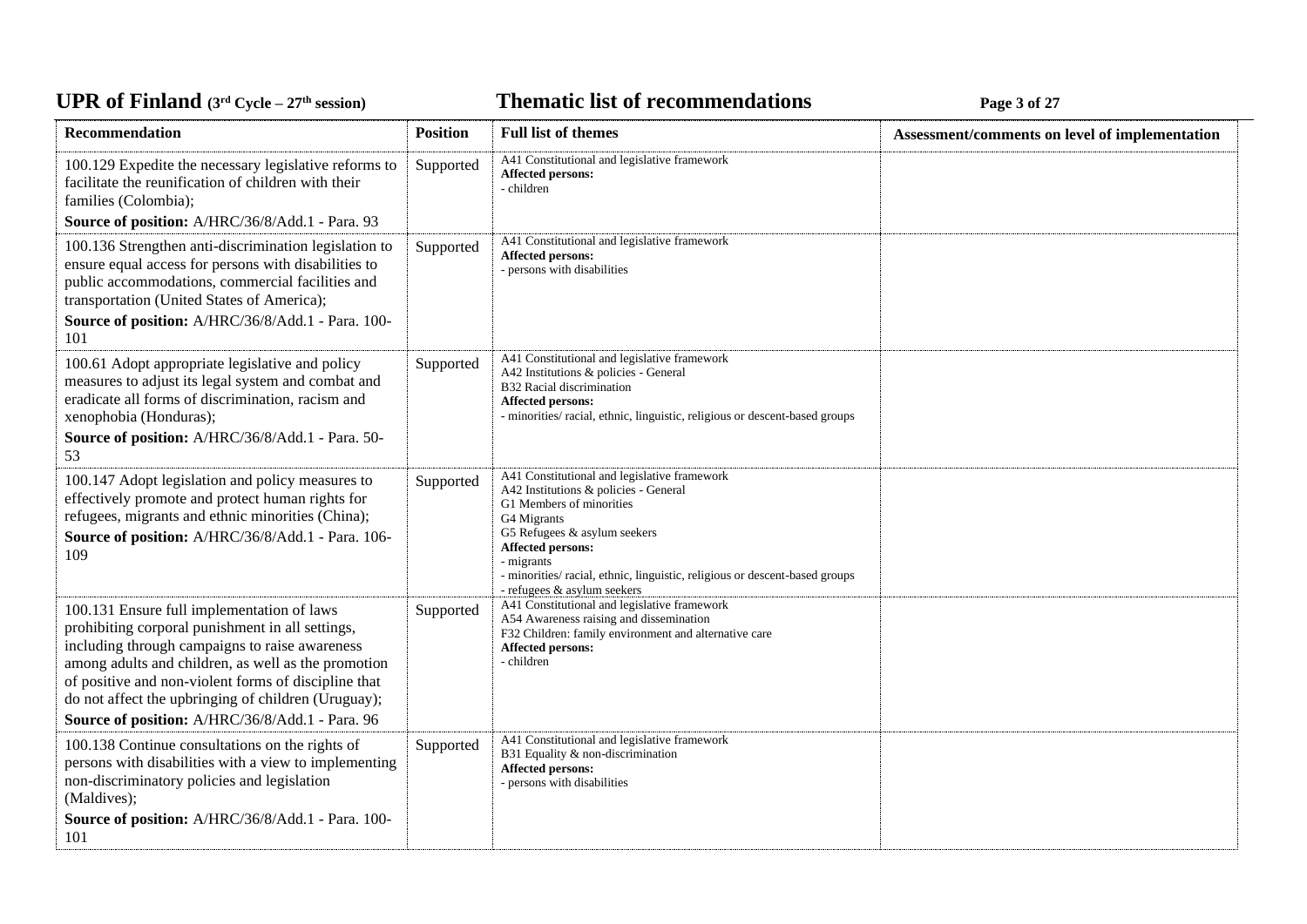| Recommendation | Position | Full list of themes | Assessment/comments on level of implementation |
|---|---|---|---|
| 100.129 Expedite the necessary legislative reforms to facilitate the reunification of children with their families (Colombia);<br>**Source of position:** A/HRC/36/8/Add.1 - Para. 93 | Supported | A41 Constitutional and legislative framework<br>**Affected persons:**<br>- children | |
| 100.136 Strengthen anti-discrimination legislation to ensure equal access for persons with disabilities to public accommodations, commercial facilities and transportation (United States of America);<br>**Source of position:** A/HRC/36/8/Add.1 - Para. 100-101 | Supported | A41 Constitutional and legislative framework<br>**Affected persons:**<br>- persons with disabilities | |
| 100.61 Adopt appropriate legislative and policy measures to adjust its legal system and combat and eradicate all forms of discrimination, racism and xenophobia (Honduras);<br>**Source of position:** A/HRC/36/8/Add.1 - Para. 50-53 | Supported | A41 Constitutional and legislative framework<br>A42 Institutions & policies - General<br>B32 Racial discrimination<br>**Affected persons:**<br>- minorities/ racial, ethnic, linguistic, religious or descent-based groups | |
| 100.147 Adopt legislation and policy measures to effectively promote and protect human rights for refugees, migrants and ethnic minorities (China);<br>**Source of position:** A/HRC/36/8/Add.1 - Para. 106-109 | Supported | A41 Constitutional and legislative framework<br>A42 Institutions & policies - General<br>G1 Members of minorities<br>G4 Migrants<br>G5 Refugees & asylum seekers<br>**Affected persons:**<br>- migrants<br>- minorities/ racial, ethnic, linguistic, religious or descent-based groups<br>- refugees & asylum seekers | |
| 100.131 Ensure full implementation of laws prohibiting corporal punishment in all settings, including through campaigns to raise awareness among adults and children, as well as the promotion of positive and non-violent forms of discipline that do not affect the upbringing of children (Uruguay);<br>**Source of position:** A/HRC/36/8/Add.1 - Para. 96 | Supported | A41 Constitutional and legislative framework<br>A54 Awareness raising and dissemination<br>F32 Children: family environment and alternative care<br>**Affected persons:**<br>- children | |
| 100.138 Continue consultations on the rights of persons with disabilities with a view to implementing non-discriminatory policies and legislation (Maldives);<br>**Source of position:** A/HRC/36/8/Add.1 - Para. 100-101 | Supported | A41 Constitutional and legislative framework<br>B31 Equality & non-discrimination<br>**Affected persons:**<br>- persons with disabilities | |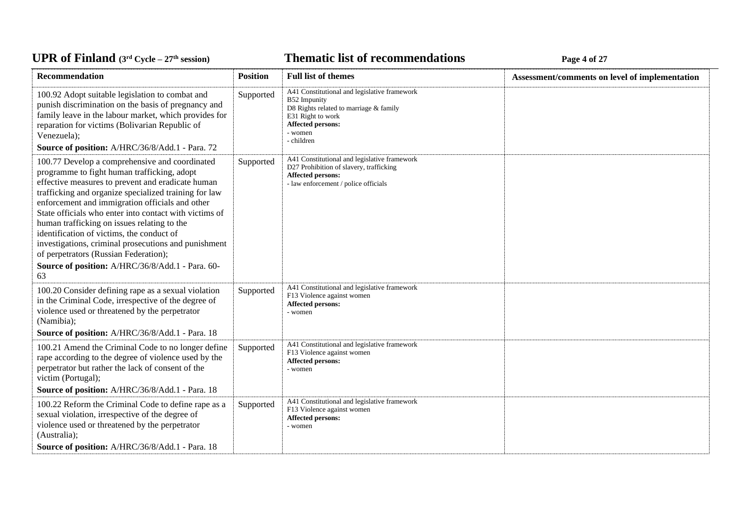| Recommendation | Position | Full list of themes | Assessment/comments on level of implementation |
|---|---|---|---|
| 100.92 Adopt suitable legislation to combat and punish discrimination on the basis of pregnancy and family leave in the labour market, which provides for reparation for victims (Bolivarian Republic of Venezuela);<br>**Source of position:** A/HRC/36/8/Add.1 - Para. 72 | Supported | A41 Constitutional and legislative framework<br>B52 Impunity<br>D8 Rights related to marriage & family<br>E31 Right to work<br>**Affected persons:**<br>- women<br>- children | |
| 100.77 Develop a comprehensive and coordinated programme to fight human trafficking, adopt effective measures to prevent and eradicate human trafficking and organize specialized training for law enforcement and immigration officials and other State officials who enter into contact with victims of human trafficking on issues relating to the identification of victims, the conduct of investigations, criminal prosecutions and punishment of perpetrators (Russian Federation);<br>**Source of position:** A/HRC/36/8/Add.1 - Para. 60-63 | Supported | A41 Constitutional and legislative framework<br>D27 Prohibition of slavery, trafficking<br>**Affected persons:**<br>- law enforcement / police officials | |
| 100.20 Consider defining rape as a sexual violation in the Criminal Code, irrespective of the degree of violence used or threatened by the perpetrator (Namibia);<br>**Source of position:** A/HRC/36/8/Add.1 - Para. 18 | Supported | A41 Constitutional and legislative framework<br>F13 Violence against women<br>**Affected persons:**<br>- women | |
| 100.21 Amend the Criminal Code to no longer define rape according to the degree of violence used by the perpetrator but rather the lack of consent of the victim (Portugal);<br>**Source of position:** A/HRC/36/8/Add.1 - Para. 18 | Supported | A41 Constitutional and legislative framework<br>F13 Violence against women<br>**Affected persons:**<br>- women | |
| 100.22 Reform the Criminal Code to define rape as a sexual violation, irrespective of the degree of violence used or threatened by the perpetrator (Australia);<br>**Source of position:** A/HRC/36/8/Add.1 - Para. 18 | Supported | A41 Constitutional and legislative framework<br>F13 Violence against women<br>**Affected persons:**<br>- women | |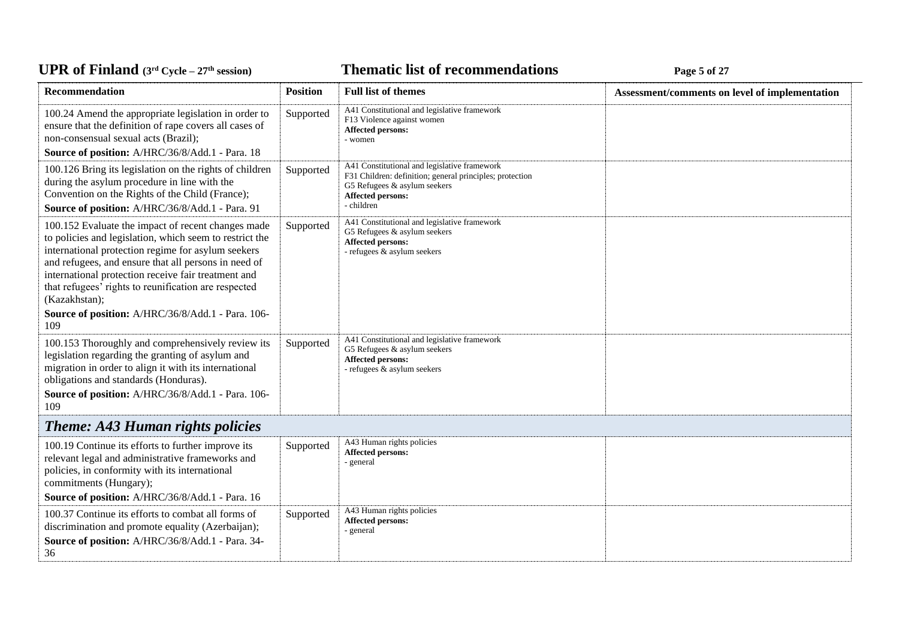| Recommendation | Position | Full list of themes | Assessment/comments on level of implementation |
|---|---|---|---|
| 100.24 Amend the appropriate legislation in order to ensure that the definition of rape covers all cases of non-consensual sexual acts (Brazil);<br>**Source of position:** A/HRC/36/8/Add.1 - Para. 18 | Supported | A41 Constitutional and legislative framework<br>F13 Violence against women<br>**Affected persons:**<br>- women | |
| 100.126 Bring its legislation on the rights of children during the asylum procedure in line with the Convention on the Rights of the Child (France);<br>**Source of position:** A/HRC/36/8/Add.1 - Para. 91 | Supported | A41 Constitutional and legislative framework<br>F31 Children: definition; general principles; protection<br>G5 Refugees & asylum seekers<br>**Affected persons:**<br>- children | |
| 100.152 Evaluate the impact of recent changes made to policies and legislation, which seem to restrict the international protection regime for asylum seekers and refugees, and ensure that all persons in need of international protection receive fair treatment and that refugees' rights to reunification are respected (Kazakhstan);<br>**Source of position:** A/HRC/36/8/Add.1 - Para. 106-109 | Supported | A41 Constitutional and legislative framework<br>G5 Refugees & asylum seekers<br>**Affected persons:**<br>- refugees & asylum seekers | |
| 100.153 Thoroughly and comprehensively review its legislation regarding the granting of asylum and migration in order to align it with its international obligations and standards (Honduras).<br>**Source of position:** A/HRC/36/8/Add.1 - Para. 106-109 | Supported | A41 Constitutional and legislative framework<br>G5 Refugees & asylum seekers<br>**Affected persons:**<br>- refugees & asylum seekers | |
| ***Theme: A43 Human rights policies*** | | | |
| 100.19 Continue its efforts to further improve its relevant legal and administrative frameworks and policies, in conformity with its international commitments (Hungary);<br>**Source of position:** A/HRC/36/8/Add.1 - Para. 16 | Supported | A43 Human rights policies<br>**Affected persons:**<br>- general | |
| 100.37 Continue its efforts to combat all forms of discrimination and promote equality (Azerbaijan);<br>**Source of position:** A/HRC/36/8/Add.1 - Para. 34-36 | Supported | A43 Human rights policies<br>**Affected persons:**<br>- general | |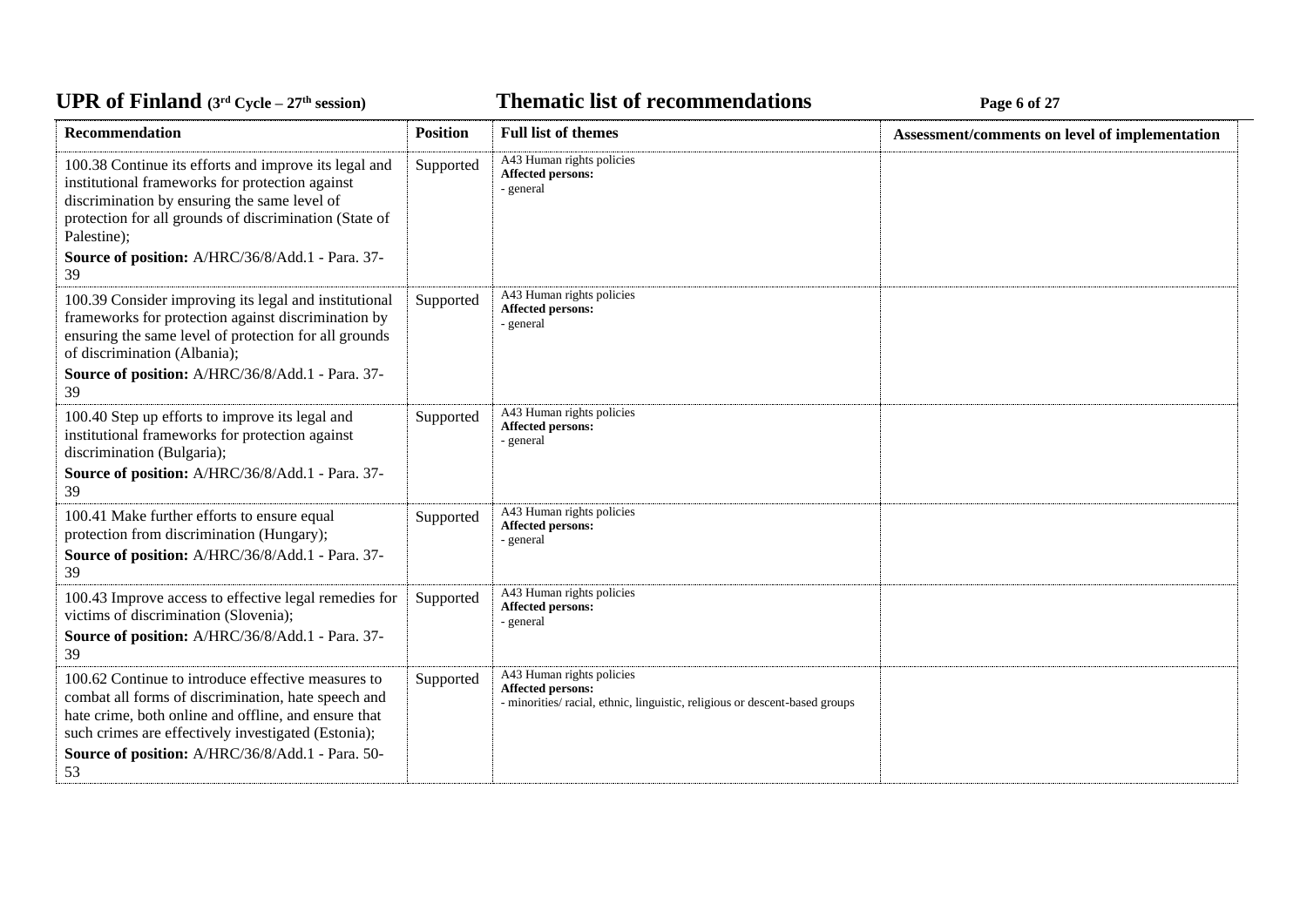| Recommendation | Position | Full list of themes | Assessment/comments on level of implementation |
|---|---|---|---|
| 100.38 Continue its efforts and improve its legal and institutional frameworks for protection against discrimination by ensuring the same level of protection for all grounds of discrimination (State of Palestine);<br>**Source of position:** A/HRC/36/8/Add.1 - Para. 37-39 | Supported | A43 Human rights policies<br>**Affected persons:**<br>- general | |
| 100.39 Consider improving its legal and institutional frameworks for protection against discrimination by ensuring the same level of protection for all grounds of discrimination (Albania);<br>**Source of position:** A/HRC/36/8/Add.1 - Para. 37-39 | Supported | A43 Human rights policies<br>**Affected persons:**<br>- general | |
| 100.40 Step up efforts to improve its legal and institutional frameworks for protection against discrimination (Bulgaria);<br>**Source of position:** A/HRC/36/8/Add.1 - Para. 37-39 | Supported | A43 Human rights policies<br>**Affected persons:**<br>- general | |
| 100.41 Make further efforts to ensure equal protection from discrimination (Hungary);<br>**Source of position:** A/HRC/36/8/Add.1 - Para. 37-39 | Supported | A43 Human rights policies<br>**Affected persons:**<br>- general | |
| 100.43 Improve access to effective legal remedies for victims of discrimination (Slovenia);<br>**Source of position:** A/HRC/36/8/Add.1 - Para. 37-39 | Supported | A43 Human rights policies<br>**Affected persons:**<br>- general | |
| 100.62 Continue to introduce effective measures to combat all forms of discrimination, hate speech and hate crime, both online and offline, and ensure that such crimes are effectively investigated (Estonia);<br>**Source of position:** A/HRC/36/8/Add.1 - Para. 50-53 | Supported | A43 Human rights policies<br>**Affected persons:**<br>- minorities/ racial, ethnic, linguistic, religious or descent-based groups | |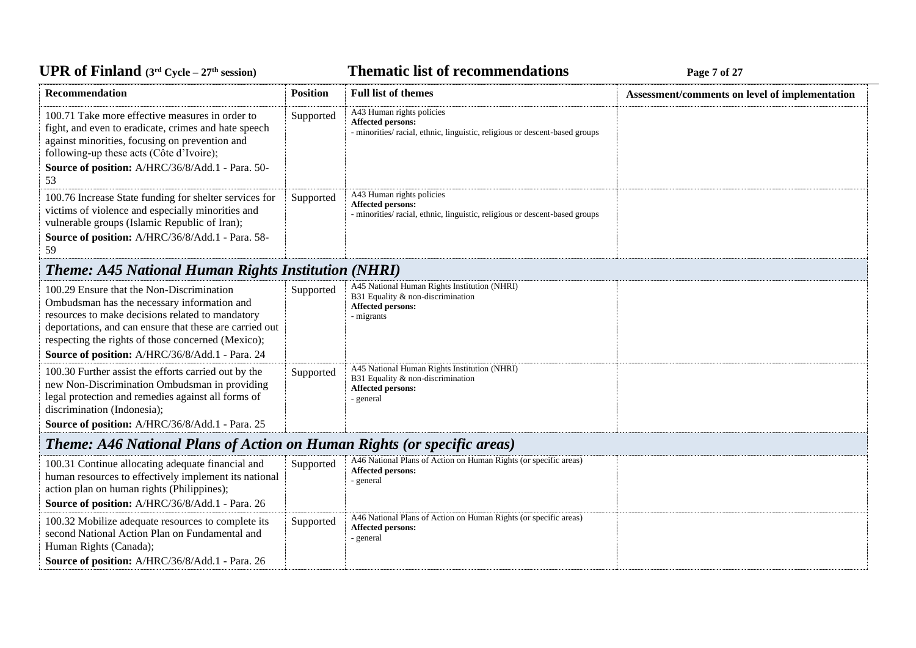| Recommendation | Position | Full list of themes | Assessment/comments on level of implementation |
|---|---|---|---|
| 100.71 Take more effective measures in order to fight, and even to eradicate, crimes and hate speech against minorities, focusing on prevention and following-up these acts (Côte d'Ivoire);<br>**Source of position:** A/HRC/36/8/Add.1 - Para. 50-53 | Supported | A43 Human rights policies<br>**Affected persons:**<br>- minorities/ racial, ethnic, linguistic, religious or descent-based groups | |
| 100.76 Increase State funding for shelter services for victims of violence and especially minorities and vulnerable groups (Islamic Republic of Iran);<br>**Source of position:** A/HRC/36/8/Add.1 - Para. 58-59 | Supported | A43 Human rights policies<br>**Affected persons:**<br>- minorities/ racial, ethnic, linguistic, religious or descent-based groups | |
| ***Theme: A45 National Human Rights Institution (NHRI)*** | | | |
| 100.29 Ensure that the Non-Discrimination Ombudsman has the necessary information and resources to make decisions related to mandatory deportations, and can ensure that these are carried out respecting the rights of those concerned (Mexico);<br>**Source of position:** A/HRC/36/8/Add.1 - Para. 24 | Supported | A45 National Human Rights Institution (NHRI)<br>B31 Equality & non-discrimination<br>**Affected persons:**<br>- migrants | |
| 100.30 Further assist the efforts carried out by the new Non-Discrimination Ombudsman in providing legal protection and remedies against all forms of discrimination (Indonesia);<br>**Source of position:** A/HRC/36/8/Add.1 - Para. 25 | Supported | A45 National Human Rights Institution (NHRI)<br>B31 Equality & non-discrimination<br>**Affected persons:**<br>- general | |
| ***Theme: A46 National Plans of Action on Human Rights (or specific areas)*** | | | |
| 100.31 Continue allocating adequate financial and human resources to effectively implement its national action plan on human rights (Philippines);<br>**Source of position:** A/HRC/36/8/Add.1 - Para. 26 | Supported | A46 National Plans of Action on Human Rights (or specific areas)<br>**Affected persons:**<br>- general | |
| 100.32 Mobilize adequate resources to complete its second National Action Plan on Fundamental and Human Rights (Canada);<br>**Source of position:** A/HRC/36/8/Add.1 - Para. 26 | Supported | A46 National Plans of Action on Human Rights (or specific areas)<br>**Affected persons:**<br>- general | |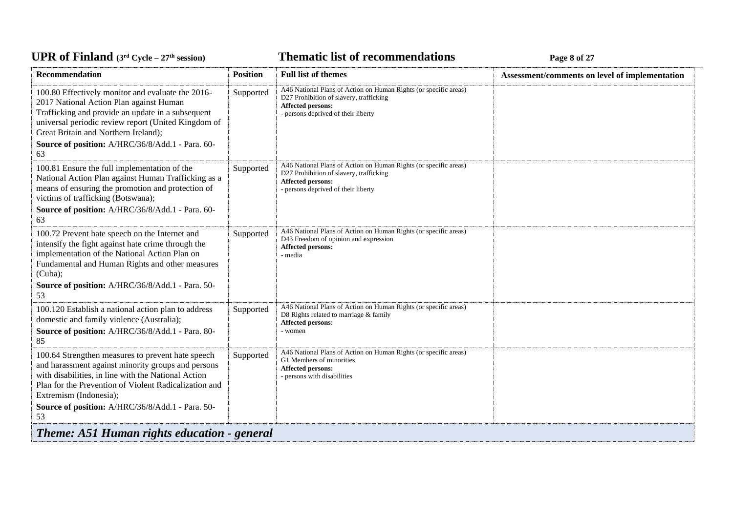| Recommendation | Position | Full list of themes | Assessment/comments on level of implementation |
|---|---|---|---|
| 100.80 Effectively monitor and evaluate the 2016-2017 National Action Plan against Human Trafficking and provide an update in a subsequent universal periodic review report (United Kingdom of Great Britain and Northern Ireland);<br>**Source of position:** A/HRC/36/8/Add.1 - Para. 60-63 | Supported | A46 National Plans of Action on Human Rights (or specific areas)<br>D27 Prohibition of slavery, trafficking<br>**Affected persons:**<br>- persons deprived of their liberty | |
| 100.81 Ensure the full implementation of the National Action Plan against Human Trafficking as a means of ensuring the promotion and protection of victims of trafficking (Botswana);<br>**Source of position:** A/HRC/36/8/Add.1 - Para. 60-63 | Supported | A46 National Plans of Action on Human Rights (or specific areas)<br>D27 Prohibition of slavery, trafficking<br>**Affected persons:**<br>- persons deprived of their liberty | |
| 100.72 Prevent hate speech on the Internet and intensify the fight against hate crime through the implementation of the National Action Plan on Fundamental and Human Rights and other measures (Cuba);<br>**Source of position:** A/HRC/36/8/Add.1 - Para. 50-53 | Supported | A46 National Plans of Action on Human Rights (or specific areas)<br>D43 Freedom of opinion and expression<br>**Affected persons:**<br>- media | |
| 100.120 Establish a national action plan to address domestic and family violence (Australia);<br>**Source of position:** A/HRC/36/8/Add.1 - Para. 80-85 | Supported | A46 National Plans of Action on Human Rights (or specific areas)<br>D8 Rights related to marriage & family<br>**Affected persons:**<br>- women | |
| 100.64 Strengthen measures to prevent hate speech and harassment against minority groups and persons with disabilities, in line with the National Action Plan for the Prevention of Violent Radicalization and Extremism (Indonesia);<br>**Source of position:** A/HRC/36/8/Add.1 - Para. 50-53 | Supported | A46 National Plans of Action on Human Rights (or specific areas)<br>G1 Members of minorities<br>**Affected persons:**<br>- persons with disabilities | |

## *Theme: A51 Human rights education - general*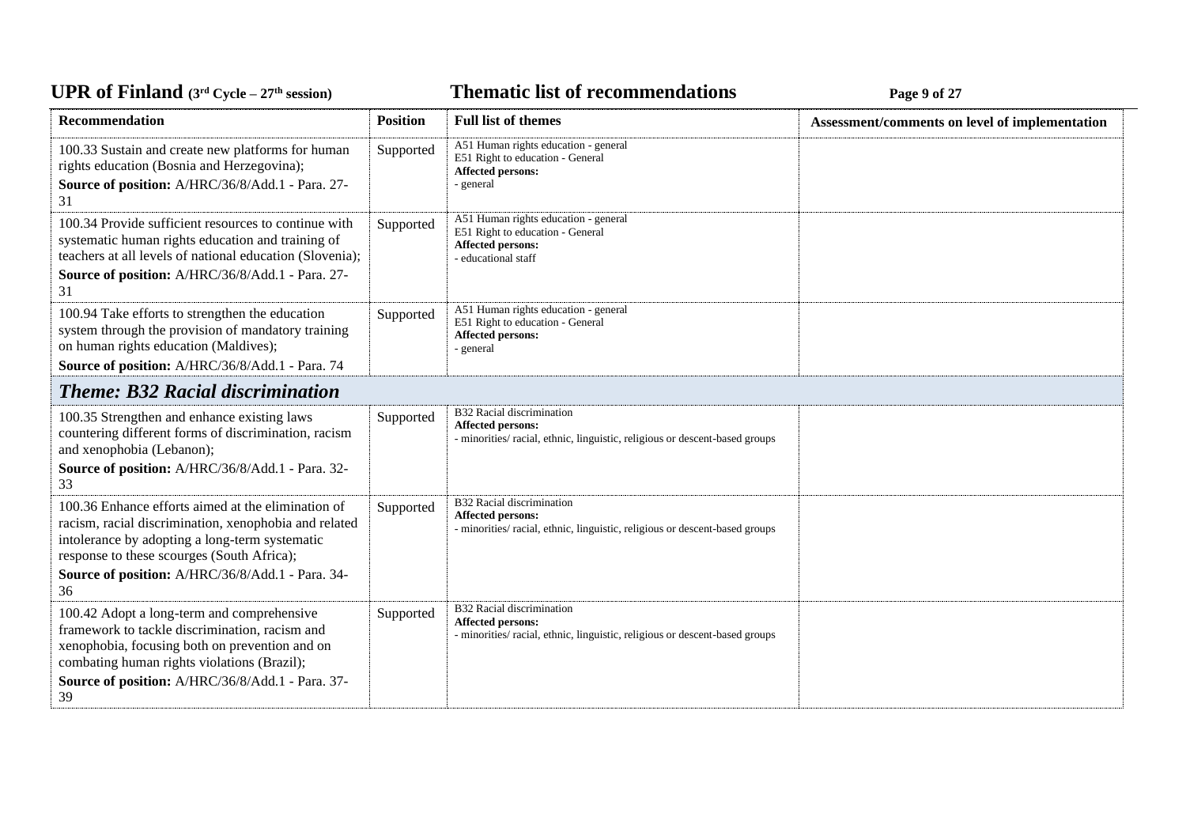| Recommendation | Position | Full list of themes | Assessment/comments on level of implementation |
|---|---|---|---|
| 100.33 Sustain and create new platforms for human rights education (Bosnia and Herzegovina);<br>**Source of position:** A/HRC/36/8/Add.1 - Para. 27-31 | Supported | A51 Human rights education - general<br>E51 Right to education - General<br>**Affected persons:**<br>- general | |
| 100.34 Provide sufficient resources to continue with systematic human rights education and training of teachers at all levels of national education (Slovenia);<br>**Source of position:** A/HRC/36/8/Add.1 - Para. 27-31 | Supported | A51 Human rights education - general<br>E51 Right to education - General<br>**Affected persons:**<br>- educational staff | |
| 100.94 Take efforts to strengthen the education system through the provision of mandatory training on human rights education (Maldives);<br>**Source of position:** A/HRC/36/8/Add.1 - Para. 74 | Supported | A51 Human rights education - general<br>E51 Right to education - General<br>**Affected persons:**<br>- general | |
| ***Theme: B32 Racial discrimination*** | | | |
| 100.35 Strengthen and enhance existing laws countering different forms of discrimination, racism and xenophobia (Lebanon);<br>**Source of position:** A/HRC/36/8/Add.1 - Para. 32-33 | Supported | B32 Racial discrimination<br>**Affected persons:**<br>- minorities/ racial, ethnic, linguistic, religious or descent-based groups | |
| 100.36 Enhance efforts aimed at the elimination of racism, racial discrimination, xenophobia and related intolerance by adopting a long-term systematic response to these scourges (South Africa);<br>**Source of position:** A/HRC/36/8/Add.1 - Para. 34-36 | Supported | B32 Racial discrimination<br>**Affected persons:**<br>- minorities/ racial, ethnic, linguistic, religious or descent-based groups | |
| 100.42 Adopt a long-term and comprehensive framework to tackle discrimination, racism and xenophobia, focusing both on prevention and on combating human rights violations (Brazil);<br>**Source of position:** A/HRC/36/8/Add.1 - Para. 37-39 | Supported | B32 Racial discrimination<br>**Affected persons:**<br>- minorities/ racial, ethnic, linguistic, religious or descent-based groups | |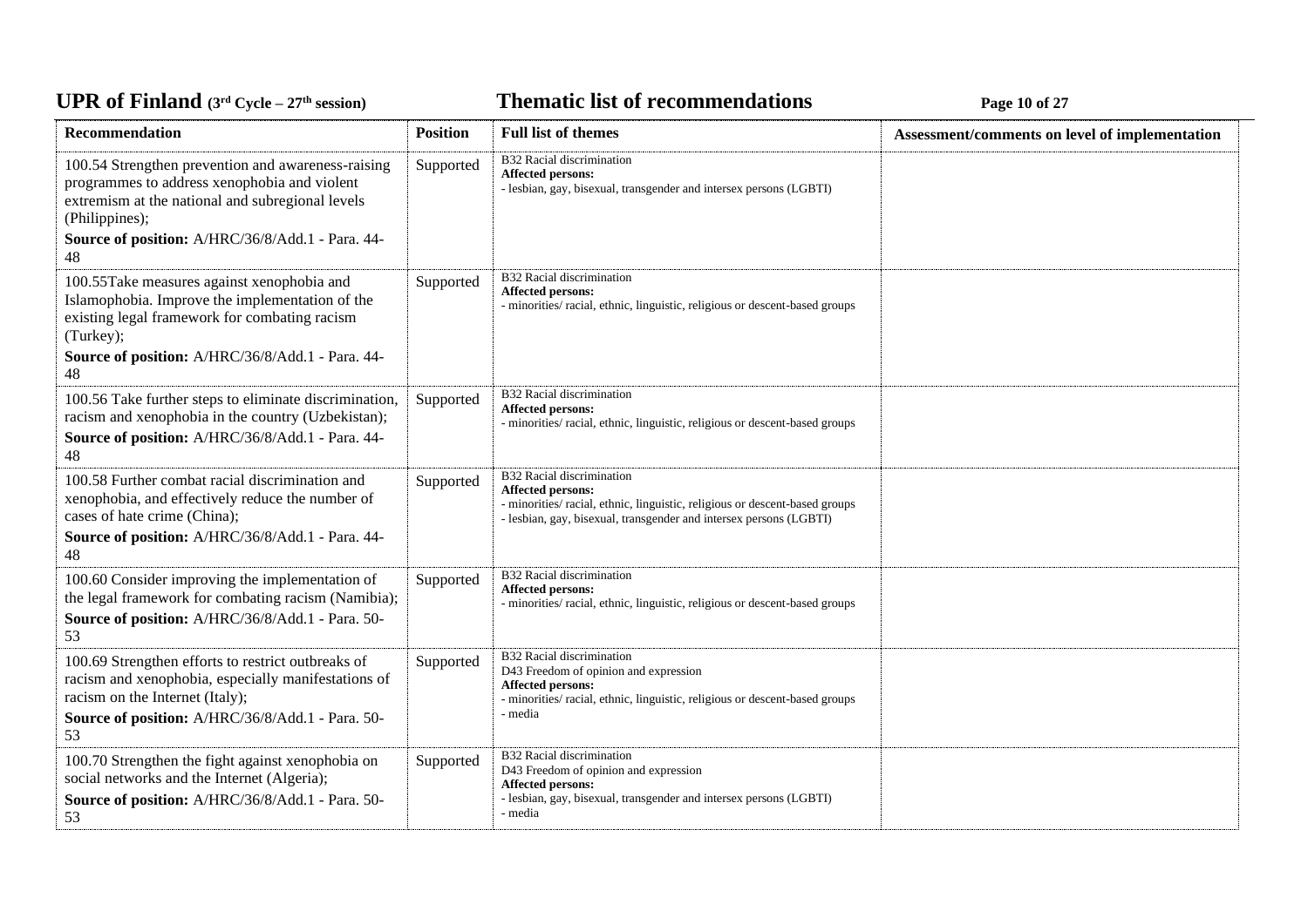| Recommendation | Position | Full list of themes | Assessment/comments on level of implementation |
|---|---|---|---|
| 100.54 Strengthen prevention and awareness-raising programmes to address xenophobia and violent extremism at the national and subregional levels (Philippines);<br>**Source of position:** A/HRC/36/8/Add.1 - Para. 44-48 | Supported | B32 Racial discrimination<br>**Affected persons:**<br>- lesbian, gay, bisexual, transgender and intersex persons (LGBTI) | |
| 100.55Take measures against xenophobia and Islamophobia. Improve the implementation of the existing legal framework for combating racism (Turkey);<br>**Source of position:** A/HRC/36/8/Add.1 - Para. 44-48 | Supported | B32 Racial discrimination<br>**Affected persons:**<br>- minorities/ racial, ethnic, linguistic, religious or descent-based groups | |
| 100.56 Take further steps to eliminate discrimination, racism and xenophobia in the country (Uzbekistan);<br>**Source of position:** A/HRC/36/8/Add.1 - Para. 44-48 | Supported | B32 Racial discrimination<br>**Affected persons:**<br>- minorities/ racial, ethnic, linguistic, religious or descent-based groups | |
| 100.58 Further combat racial discrimination and xenophobia, and effectively reduce the number of cases of hate crime (China);<br>**Source of position:** A/HRC/36/8/Add.1 - Para. 44-48 | Supported | B32 Racial discrimination<br>**Affected persons:**<br>- minorities/ racial, ethnic, linguistic, religious or descent-based groups<br>- lesbian, gay, bisexual, transgender and intersex persons (LGBTI) | |
| 100.60 Consider improving the implementation of the legal framework for combating racism (Namibia);<br>**Source of position:** A/HRC/36/8/Add.1 - Para. 50-53 | Supported | B32 Racial discrimination<br>**Affected persons:**<br>- minorities/ racial, ethnic, linguistic, religious or descent-based groups | |
| 100.69 Strengthen efforts to restrict outbreaks of racism and xenophobia, especially manifestations of racism on the Internet (Italy);<br>**Source of position:** A/HRC/36/8/Add.1 - Para. 50-53 | Supported | B32 Racial discrimination<br>D43 Freedom of opinion and expression<br>**Affected persons:**<br>- minorities/ racial, ethnic, linguistic, religious or descent-based groups<br>- media | |
| 100.70 Strengthen the fight against xenophobia on social networks and the Internet (Algeria);<br>**Source of position:** A/HRC/36/8/Add.1 - Para. 50-53 | Supported | B32 Racial discrimination<br>D43 Freedom of opinion and expression<br>**Affected persons:**<br>- lesbian, gay, bisexual, transgender and intersex persons (LGBTI)<br>- media | |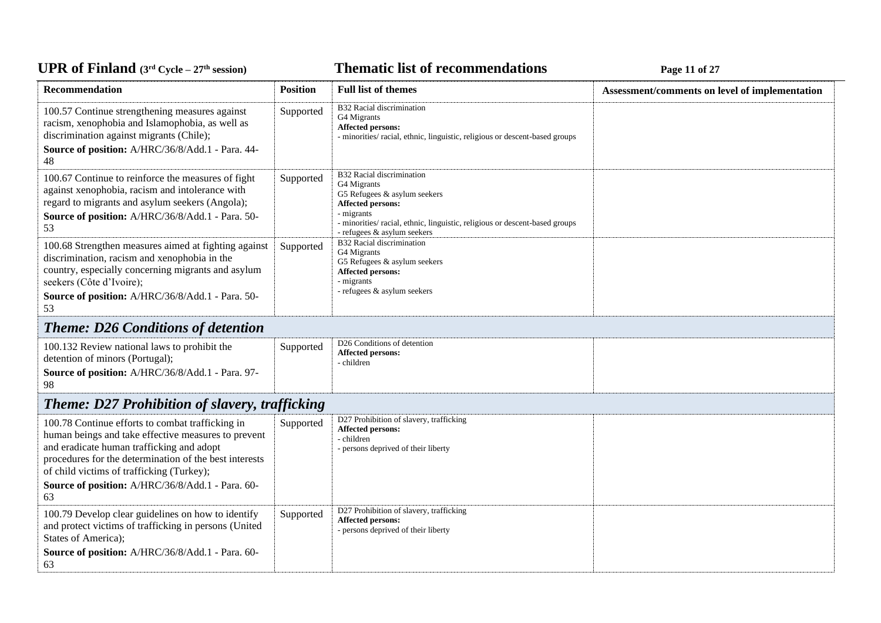| Recommendation | Position | Full list of themes | Assessment/comments on level of implementation |
| --- | --- | --- | --- |
| 100.57 Continue strengthening measures against racism, xenophobia and Islamophobia, as well as discrimination against migrants (Chile);<br>**Source of position:** A/HRC/36/8/Add.1 - Para. 44-48 | Supported | B32 Racial discrimination<br>G4 Migrants<br>**Affected persons:**<br>- minorities/ racial, ethnic, linguistic, religious or descent-based groups | |
| 100.67 Continue to reinforce the measures of fight against xenophobia, racism and intolerance with regard to migrants and asylum seekers (Angola);<br>**Source of position:** A/HRC/36/8/Add.1 - Para. 50-53 | Supported | B32 Racial discrimination<br>G4 Migrants<br>G5 Refugees & asylum seekers<br>**Affected persons:**<br>- migrants<br>- minorities/ racial, ethnic, linguistic, religious or descent-based groups<br>- refugees & asylum seekers | |
| 100.68 Strengthen measures aimed at fighting against discrimination, racism and xenophobia in the country, especially concerning migrants and asylum seekers (Côte d'Ivoire);<br>**Source of position:** A/HRC/36/8/Add.1 - Para. 50-53 | Supported | B32 Racial discrimination<br>G4 Migrants<br>G5 Refugees & asylum seekers<br>**Affected persons:**<br>- migrants<br>- refugees & asylum seekers | |
| ***Theme: D26 Conditions of detention*** | | | |
| 100.132 Review national laws to prohibit the detention of minors (Portugal);<br>**Source of position:** A/HRC/36/8/Add.1 - Para. 97-98 | Supported | D26 Conditions of detention<br>**Affected persons:**<br>- children | |
| ***Theme: D27 Prohibition of slavery, trafficking*** | | | |
| 100.78 Continue efforts to combat trafficking in human beings and take effective measures to prevent and eradicate human trafficking and adopt procedures for the determination of the best interests of child victims of trafficking (Turkey);<br>**Source of position:** A/HRC/36/8/Add.1 - Para. 60-63 | Supported | D27 Prohibition of slavery, trafficking<br>**Affected persons:**<br>- children<br>- persons deprived of their liberty | |
| 100.79 Develop clear guidelines on how to identify and protect victims of trafficking in persons (United States of America);<br>**Source of position:** A/HRC/36/8/Add.1 - Para. 60-63 | Supported | D27 Prohibition of slavery, trafficking<br>**Affected persons:**<br>- persons deprived of their liberty | |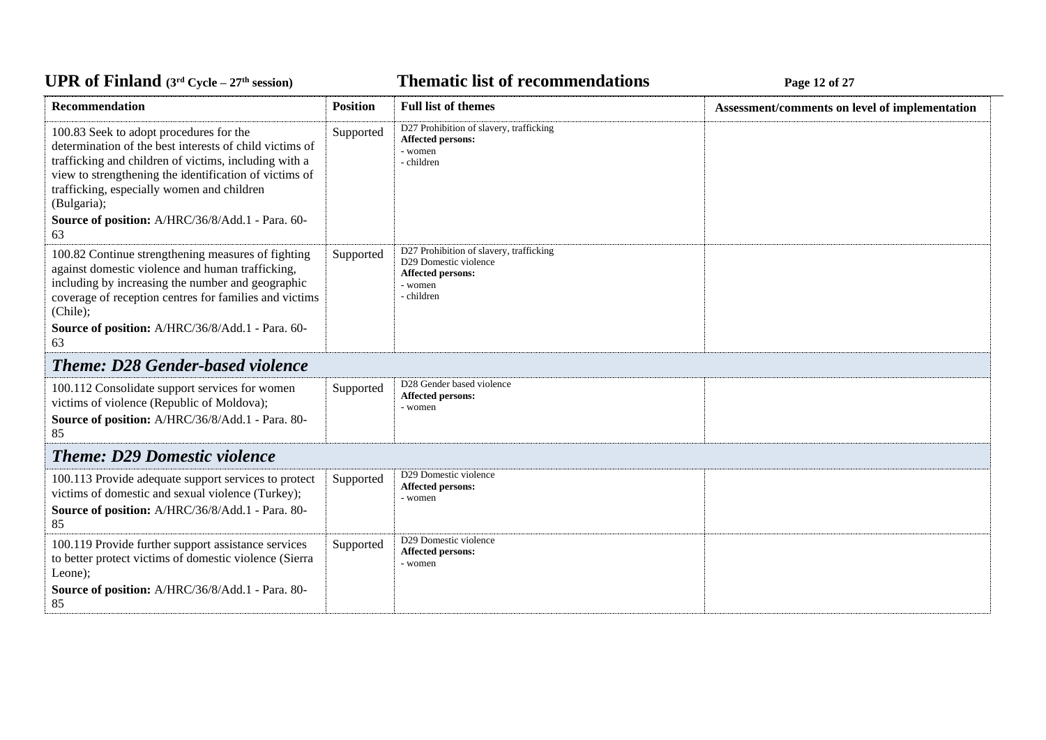| Recommendation | Position | Full list of themes | Assessment/comments on level of implementation |
|---|---|---|---|
| 100.83 Seek to adopt procedures for the determination of the best interests of child victims of trafficking and children of victims, including with a view to strengthening the identification of victims of trafficking, especially women and children (Bulgaria);<br>**Source of position:** A/HRC/36/8/Add.1 - Para. 60-63 | Supported | D27 Prohibition of slavery, trafficking<br>**Affected persons:**<br>- women<br>- children | |
| 100.82 Continue strengthening measures of fighting against domestic violence and human trafficking, including by increasing the number and geographic coverage of reception centres for families and victims (Chile);<br>**Source of position:** A/HRC/36/8/Add.1 - Para. 60-63 | Supported | D27 Prohibition of slavery, trafficking<br>D29 Domestic violence<br>**Affected persons:**<br>- women<br>- children | |
| ***Theme: D28 Gender-based violence*** | | | |
| 100.112 Consolidate support services for women victims of violence (Republic of Moldova);<br>**Source of position:** A/HRC/36/8/Add.1 - Para. 80-85 | Supported | D28 Gender based violence<br>**Affected persons:**<br>- women | |
| ***Theme: D29 Domestic violence*** | | | |
| 100.113 Provide adequate support services to protect victims of domestic and sexual violence (Turkey);<br>**Source of position:** A/HRC/36/8/Add.1 - Para. 80-85 | Supported | D29 Domestic violence<br>**Affected persons:**<br>- women | |
| 100.119 Provide further support assistance services to better protect victims of domestic violence (Sierra Leone);<br>**Source of position:** A/HRC/36/8/Add.1 - Para. 80-85 | Supported | D29 Domestic violence<br>**Affected persons:**<br>- women | |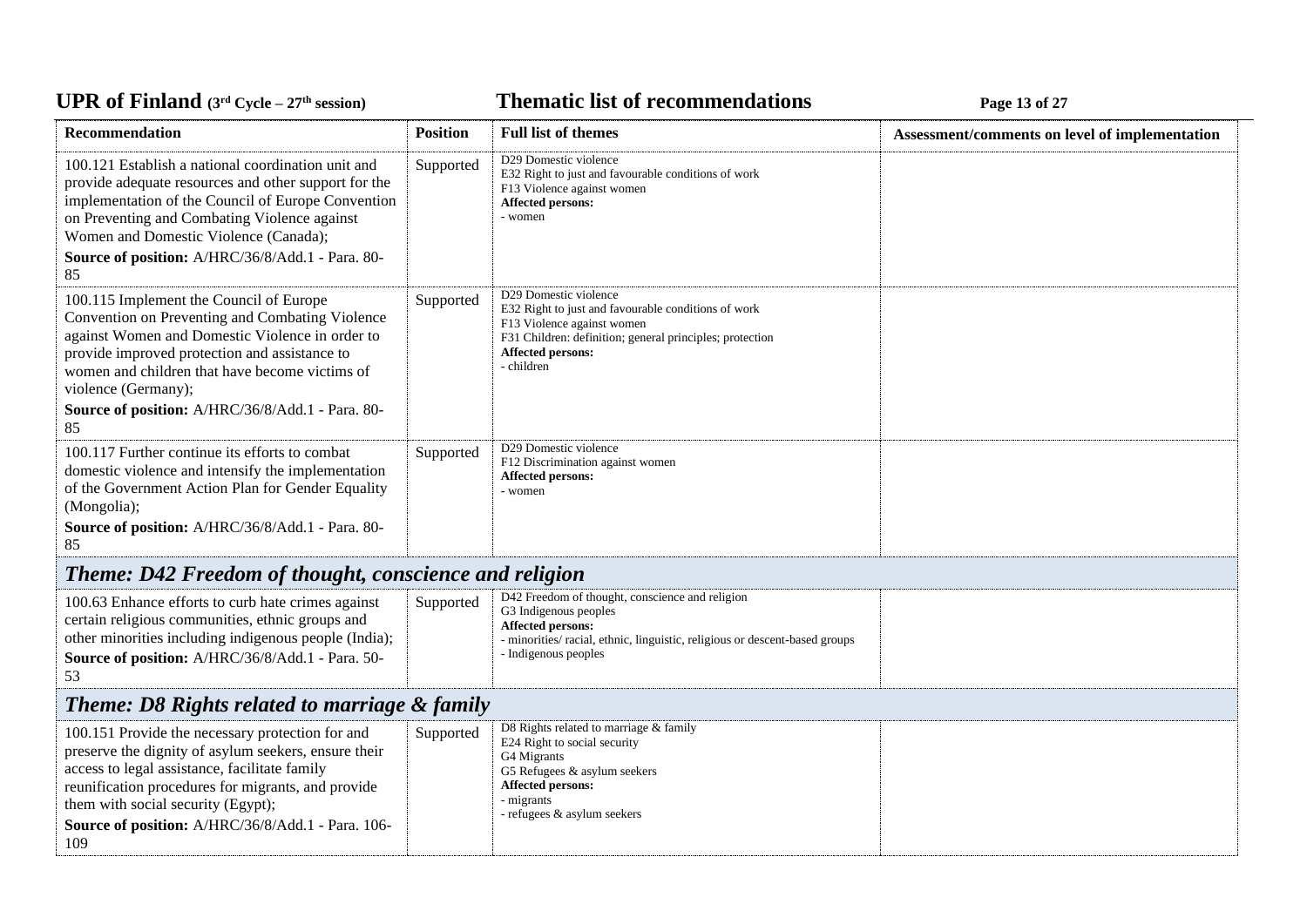| Recommendation | Position | Full list of themes | Assessment/comments on level of implementation |
|---|---|---|---|
| 100.121 Establish a national coordination unit and provide adequate resources and other support for the implementation of the Council of Europe Convention on Preventing and Combating Violence against Women and Domestic Violence (Canada);<br>**Source of position:** A/HRC/36/8/Add.1 - Para. 80-85 | Supported | D29 Domestic violence<br>E32 Right to just and favourable conditions of work<br>F13 Violence against women<br>**Affected persons:**<br>- women | |
| 100.115 Implement the Council of Europe Convention on Preventing and Combating Violence against Women and Domestic Violence in order to provide improved protection and assistance to women and children that have become victims of violence (Germany);<br>**Source of position:** A/HRC/36/8/Add.1 - Para. 80-85 | Supported | D29 Domestic violence<br>E32 Right to just and favourable conditions of work<br>F13 Violence against women<br>F31 Children: definition; general principles; protection<br>**Affected persons:**<br>- children | |
| 100.117 Further continue its efforts to combat domestic violence and intensify the implementation of the Government Action Plan for Gender Equality (Mongolia);<br>**Source of position:** A/HRC/36/8/Add.1 - Para. 80-85 | Supported | D29 Domestic violence<br>F12 Discrimination against women<br>**Affected persons:**<br>- women | |
| ***Theme: D42 Freedom of thought, conscience and religion*** | | | |
| 100.63 Enhance efforts to curb hate crimes against certain religious communities, ethnic groups and other minorities including indigenous people (India);<br>**Source of position:** A/HRC/36/8/Add.1 - Para. 50-53 | Supported | D42 Freedom of thought, conscience and religion<br>G3 Indigenous peoples<br>**Affected persons:**<br>- minorities/ racial, ethnic, linguistic, religious or descent-based groups<br>- Indigenous peoples | |
| ***Theme: D8 Rights related to marriage & family*** | | | |
| 100.151 Provide the necessary protection for and preserve the dignity of asylum seekers, ensure their access to legal assistance, facilitate family reunification procedures for migrants, and provide them with social security (Egypt);<br>**Source of position:** A/HRC/36/8/Add.1 - Para. 106-109 | Supported | D8 Rights related to marriage & family<br>E24 Right to social security<br>G4 Migrants<br>G5 Refugees & asylum seekers<br>**Affected persons:**<br>- migrants<br>- refugees & asylum seekers | |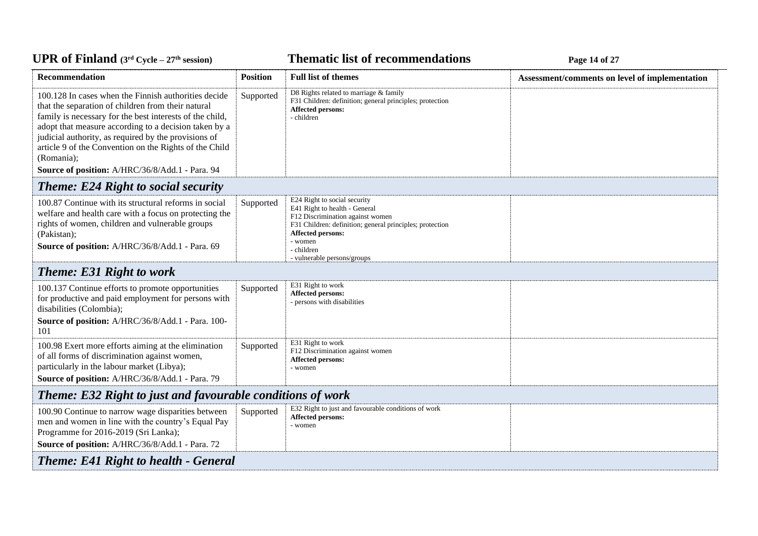| Recommendation | Position | Full list of themes | Assessment/comments on level of implementation |
|---|---|---|---|
| 100.128 In cases when the Finnish authorities decide that the separation of children from their natural family is necessary for the best interests of the child, adopt that measure according to a decision taken by a judicial authority, as required by the provisions of article 9 of the Convention on the Rights of the Child (Romania);<br>**Source of position:** A/HRC/36/8/Add.1 - Para. 94 | Supported | D8 Rights related to marriage & family<br>F31 Children: definition; general principles; protection<br>**Affected persons:**<br>- children | |
| ***Theme: E24 Right to social security*** | | | |
| 100.87 Continue with its structural reforms in social welfare and health care with a focus on protecting the rights of women, children and vulnerable groups (Pakistan);<br>**Source of position:** A/HRC/36/8/Add.1 - Para. 69 | Supported | E24 Right to social security<br>E41 Right to health - General<br>F12 Discrimination against women<br>F31 Children: definition; general principles; protection<br>**Affected persons:**<br>- women<br>- children<br>- vulnerable persons/groups | |
| ***Theme: E31 Right to work*** | | | |
| 100.137 Continue efforts to promote opportunities for productive and paid employment for persons with disabilities (Colombia);<br>**Source of position:** A/HRC/36/8/Add.1 - Para. 100-101 | Supported | E31 Right to work<br>**Affected persons:**<br>- persons with disabilities | |
| 100.98 Exert more efforts aiming at the elimination of all forms of discrimination against women, particularly in the labour market (Libya);<br>**Source of position:** A/HRC/36/8/Add.1 - Para. 79 | Supported | E31 Right to work<br>F12 Discrimination against women<br>**Affected persons:**<br>- women | |
| ***Theme: E32 Right to just and favourable conditions of work*** | | | |
| 100.90 Continue to narrow wage disparities between men and women in line with the country's Equal Pay Programme for 2016-2019 (Sri Lanka);<br>**Source of position:** A/HRC/36/8/Add.1 - Para. 72 | Supported | E32 Right to just and favourable conditions of work<br>**Affected persons:**<br>- women | |
| ***Theme: E41 Right to health - General*** | | | |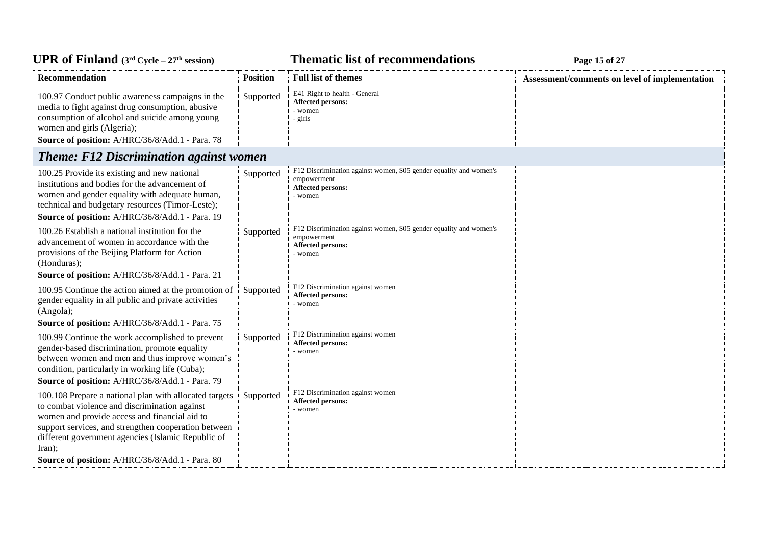| Recommendation | Position | Full list of themes | Assessment/comments on level of implementation |
|---|---|---|---|
| 100.97 Conduct public awareness campaigns in the media to fight against drug consumption, abusive consumption of alcohol and suicide among young women and girls (Algeria);<br>**Source of position:** A/HRC/36/8/Add.1 - Para. 78 | Supported | E41 Right to health - General<br>**Affected persons:**<br>- women<br>- girls | |

## *Theme: F12 Discrimination against women*

| Recommendation | Position | Full list of themes | Assessment/comments on level of implementation |
|---|---|---|---|
| 100.25 Provide its existing and new national institutions and bodies for the advancement of women and gender equality with adequate human, technical and budgetary resources (Timor-Leste);<br>**Source of position:** A/HRC/36/8/Add.1 - Para. 19 | Supported | F12 Discrimination against women, S05 gender equality and women's empowerment<br>**Affected persons:**<br>- women | |
| 100.26 Establish a national institution for the advancement of women in accordance with the provisions of the Beijing Platform for Action (Honduras);<br>**Source of position:** A/HRC/36/8/Add.1 - Para. 21 | Supported | F12 Discrimination against women, S05 gender equality and women's empowerment<br>**Affected persons:**<br>- women | |
| 100.95 Continue the action aimed at the promotion of gender equality in all public and private activities (Angola);<br>**Source of position:** A/HRC/36/8/Add.1 - Para. 75 | Supported | F12 Discrimination against women<br>**Affected persons:**<br>- women | |
| 100.99 Continue the work accomplished to prevent gender-based discrimination, promote equality between women and men and thus improve women's condition, particularly in working life (Cuba);<br>**Source of position:** A/HRC/36/8/Add.1 - Para. 79 | Supported | F12 Discrimination against women<br>**Affected persons:**<br>- women | |
| 100.108 Prepare a national plan with allocated targets to combat violence and discrimination against women and provide access and financial aid to support services, and strengthen cooperation between different government agencies (Islamic Republic of Iran);<br>**Source of position:** A/HRC/36/8/Add.1 - Para. 80 | Supported | F12 Discrimination against women<br>**Affected persons:**<br>- women | |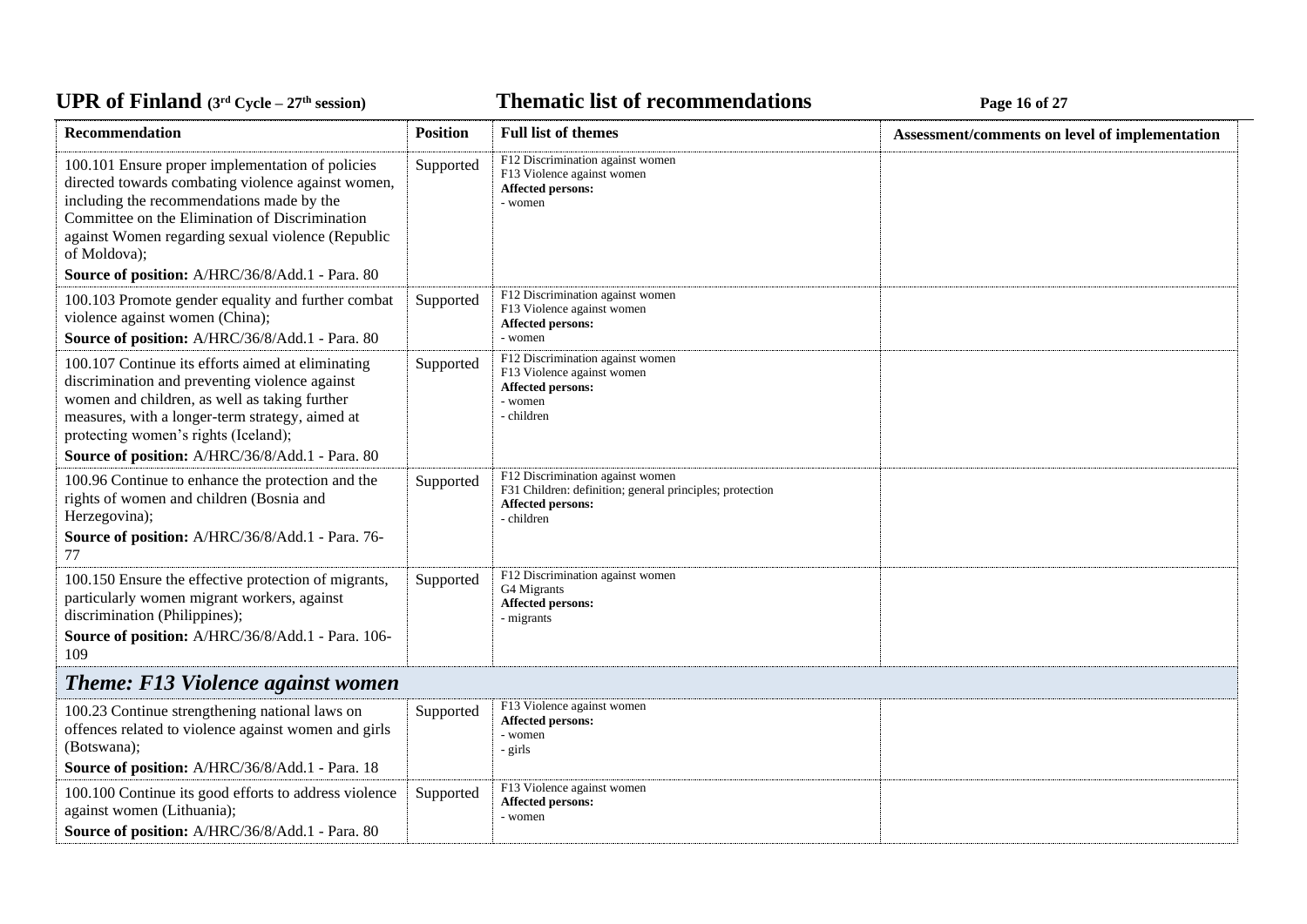| Recommendation | Position | Full list of themes | Assessment/comments on level of implementation |
|---|---|---|---|
| 100.101 Ensure proper implementation of policies directed towards combating violence against women, including the recommendations made by the Committee on the Elimination of Discrimination against Women regarding sexual violence (Republic of Moldova);<br>**Source of position:** A/HRC/36/8/Add.1 - Para. 80 | Supported | F12 Discrimination against women<br>F13 Violence against women<br>**Affected persons:**<br>- women | |
| 100.103 Promote gender equality and further combat violence against women (China);<br>**Source of position:** A/HRC/36/8/Add.1 - Para. 80 | Supported | F12 Discrimination against women<br>F13 Violence against women<br>**Affected persons:**<br>- women | |
| 100.107 Continue its efforts aimed at eliminating discrimination and preventing violence against women and children, as well as taking further measures, with a longer-term strategy, aimed at protecting women's rights (Iceland);<br>**Source of position:** A/HRC/36/8/Add.1 - Para. 80 | Supported | F12 Discrimination against women<br>F13 Violence against women<br>**Affected persons:**<br>- women<br>- children | |
| 100.96 Continue to enhance the protection and the rights of women and children (Bosnia and Herzegovina);<br>**Source of position:** A/HRC/36/8/Add.1 - Para. 76-77 | Supported | F12 Discrimination against women<br>F31 Children: definition; general principles; protection<br>**Affected persons:**<br>- children | |
| 100.150 Ensure the effective protection of migrants, particularly women migrant workers, against discrimination (Philippines);<br>**Source of position:** A/HRC/36/8/Add.1 - Para. 106-109 | Supported | F12 Discrimination against women<br>G4 Migrants<br>**Affected persons:**<br>- migrants | |
| ***Theme: F13 Violence against women*** | | | |
| 100.23 Continue strengthening national laws on offences related to violence against women and girls (Botswana);<br>**Source of position:** A/HRC/36/8/Add.1 - Para. 18 | Supported | F13 Violence against women<br>**Affected persons:**<br>- women<br>- girls | |
| 100.100 Continue its good efforts to address violence against women (Lithuania);<br>**Source of position:** A/HRC/36/8/Add.1 - Para. 80 | Supported | F13 Violence against women<br>**Affected persons:**<br>- women | |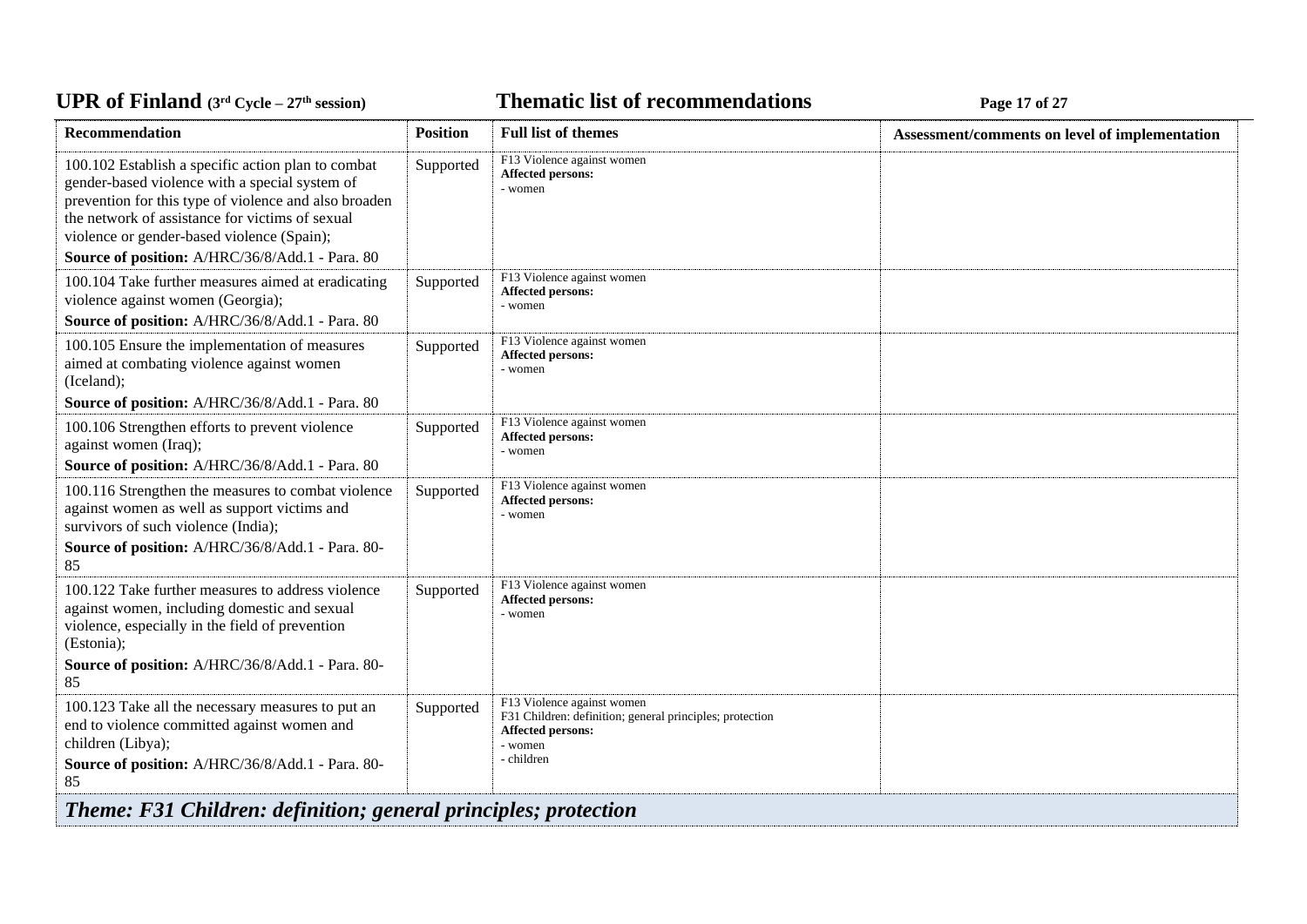| Recommendation | Position | Full list of themes | Assessment/comments on level of implementation |
|---|---|---|---|
| 100.102 Establish a specific action plan to combat gender-based violence with a special system of prevention for this type of violence and also broaden the network of assistance for victims of sexual violence or gender-based violence (Spain);<br>**Source of position:** A/HRC/36/8/Add.1 - Para. 80 | Supported | F13 Violence against women<br>**Affected persons:**<br>- women | |
| 100.104 Take further measures aimed at eradicating violence against women (Georgia);<br>**Source of position:** A/HRC/36/8/Add.1 - Para. 80 | Supported | F13 Violence against women<br>**Affected persons:**<br>- women | |
| 100.105 Ensure the implementation of measures aimed at combating violence against women (Iceland);<br>**Source of position:** A/HRC/36/8/Add.1 - Para. 80 | Supported | F13 Violence against women<br>**Affected persons:**<br>- women | |
| 100.106 Strengthen efforts to prevent violence against women (Iraq);<br>**Source of position:** A/HRC/36/8/Add.1 - Para. 80 | Supported | F13 Violence against women<br>**Affected persons:**<br>- women | |
| 100.116 Strengthen the measures to combat violence against women as well as support victims and survivors of such violence (India);<br>**Source of position:** A/HRC/36/8/Add.1 - Para. 80-85 | Supported | F13 Violence against women<br>**Affected persons:**<br>- women | |
| 100.122 Take further measures to address violence against women, including domestic and sexual violence, especially in the field of prevention (Estonia);<br>**Source of position:** A/HRC/36/8/Add.1 - Para. 80-85 | Supported | F13 Violence against women<br>**Affected persons:**<br>- women | |
| 100.123 Take all the necessary measures to put an end to violence committed against women and children (Libya);<br>**Source of position:** A/HRC/36/8/Add.1 - Para. 80-85 | Supported | F13 Violence against women<br>F31 Children: definition; general principles; protection<br>**Affected persons:**<br>- women<br>- children | |

## *Theme: F31 Children: definition; general principles; protection*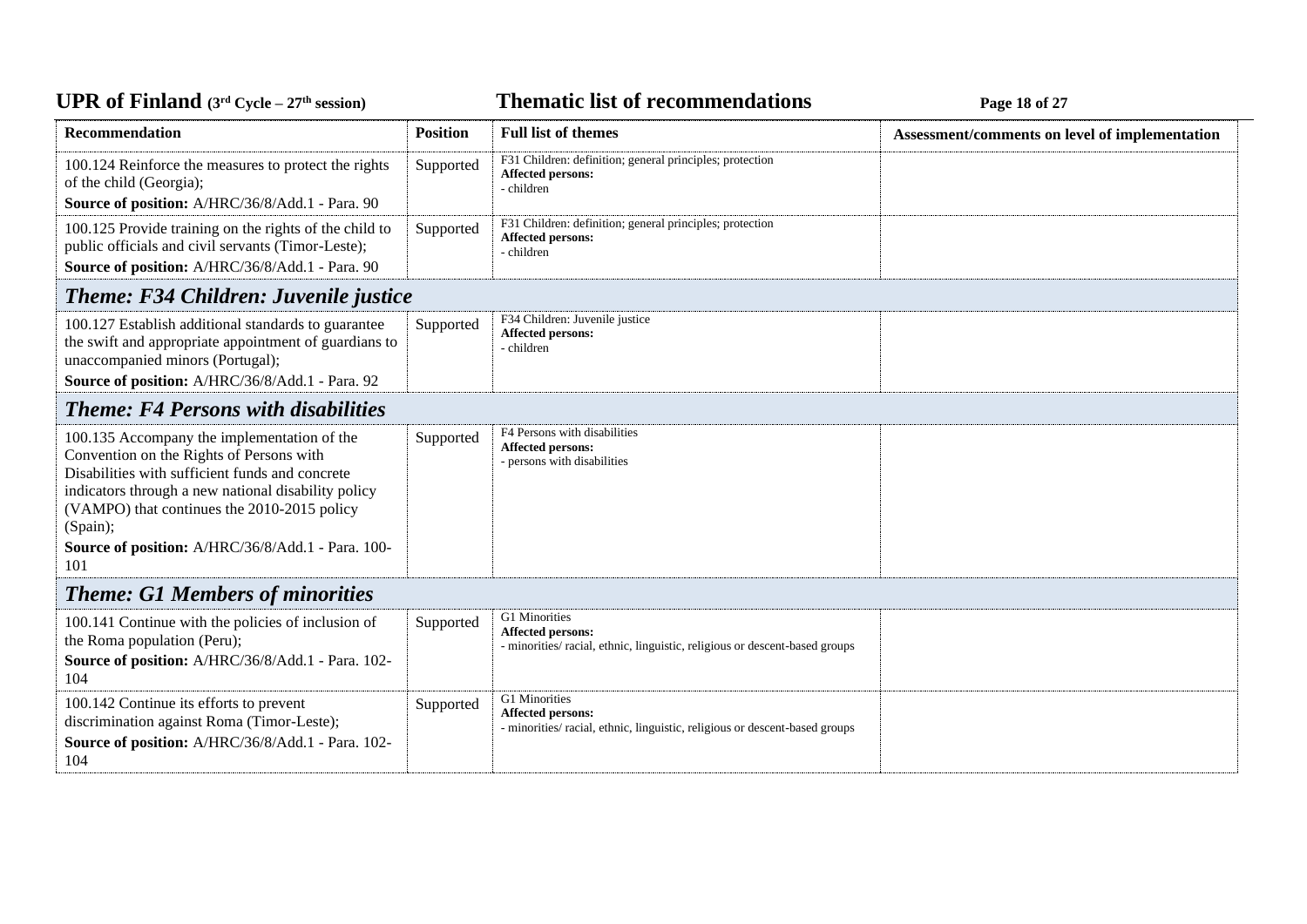| Recommendation | Position | Full list of themes | Assessment/comments on level of implementation |
|---|---|---|---|
| 100.124 Reinforce the measures to protect the rights of the child (Georgia);<br>**Source of position:** A/HRC/36/8/Add.1 - Para. 90 | Supported | F31 Children: definition; general principles; protection<br>**Affected persons:**<br>- children | |
| 100.125 Provide training on the rights of the child to public officials and civil servants (Timor-Leste);<br>**Source of position:** A/HRC/36/8/Add.1 - Para. 90 | Supported | F31 Children: definition; general principles; protection<br>**Affected persons:**<br>- children | |
| ***Theme: F34 Children: Juvenile justice*** | | | |
| 100.127 Establish additional standards to guarantee the swift and appropriate appointment of guardians to unaccompanied minors (Portugal);<br>**Source of position:** A/HRC/36/8/Add.1 - Para. 92 | Supported | F34 Children: Juvenile justice<br>**Affected persons:**<br>- children | |
| ***Theme: F4 Persons with disabilities*** | | | |
| 100.135 Accompany the implementation of the Convention on the Rights of Persons with Disabilities with sufficient funds and concrete indicators through a new national disability policy (VAMPO) that continues the 2010-2015 policy (Spain);<br>**Source of position:** A/HRC/36/8/Add.1 - Para. 100-101 | Supported | F4 Persons with disabilities<br>**Affected persons:**<br>- persons with disabilities | |
| ***Theme: G1 Members of minorities*** | | | |
| 100.141 Continue with the policies of inclusion of the Roma population (Peru);<br>**Source of position:** A/HRC/36/8/Add.1 - Para. 102-104 | Supported | G1 Minorities<br>**Affected persons:**<br>- minorities/ racial, ethnic, linguistic, religious or descent-based groups | |
| 100.142 Continue its efforts to prevent discrimination against Roma (Timor-Leste);<br>**Source of position:** A/HRC/36/8/Add.1 - Para. 102-104 | Supported | G1 Minorities<br>**Affected persons:**<br>- minorities/ racial, ethnic, linguistic, religious or descent-based groups | |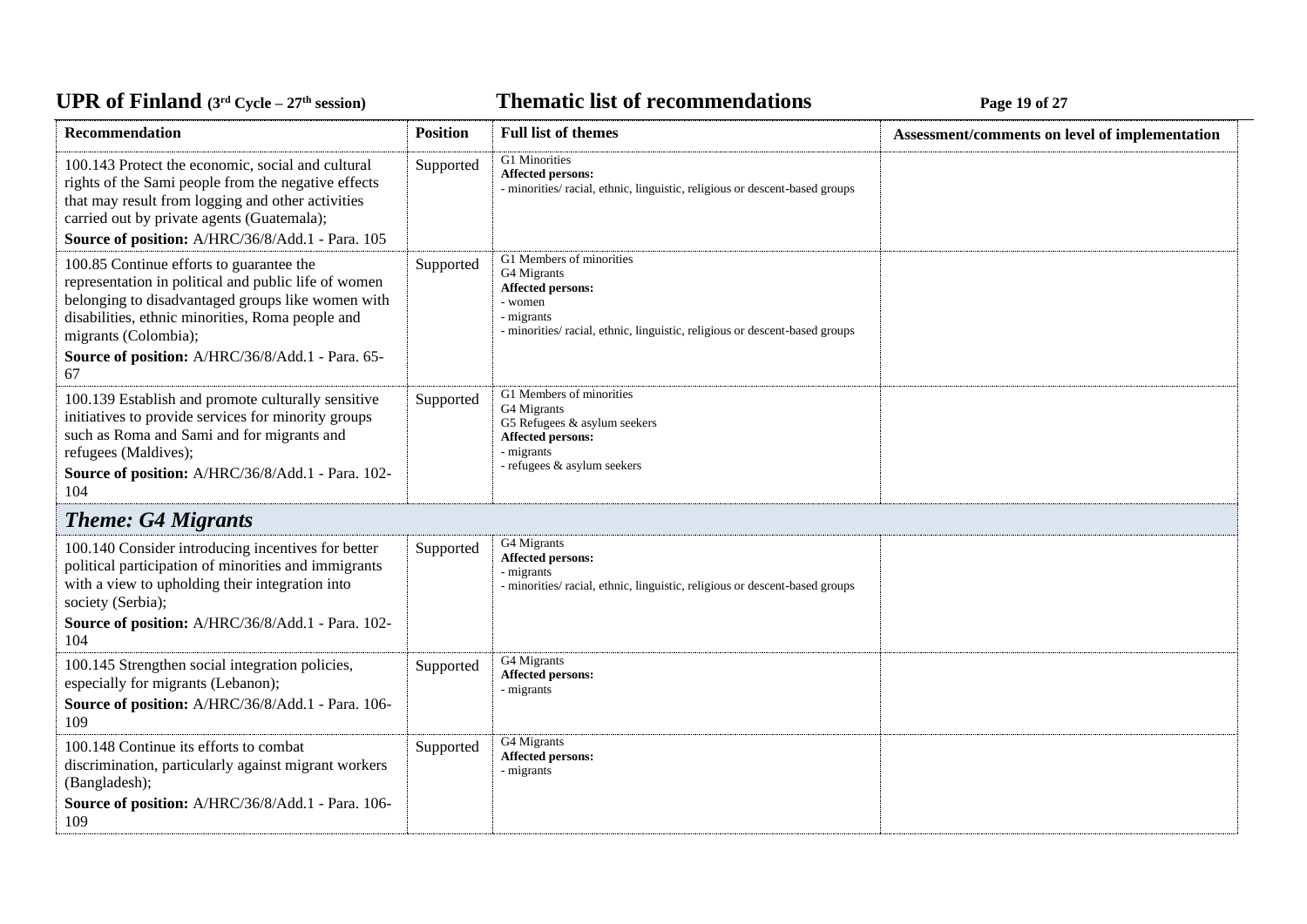| Recommendation | Position | Full list of themes | Assessment/comments on level of implementation |
|---|---|---|---|
| 100.143 Protect the economic, social and cultural rights of the Sami people from the negative effects that may result from logging and other activities carried out by private agents (Guatemala);<br>**Source of position:** A/HRC/36/8/Add.1 - Para. 105 | Supported | G1 Minorities<br>**Affected persons:**<br>- minorities/ racial, ethnic, linguistic, religious or descent-based groups | |
| 100.85 Continue efforts to guarantee the representation in political and public life of women belonging to disadvantaged groups like women with disabilities, ethnic minorities, Roma people and migrants (Colombia);<br>**Source of position:** A/HRC/36/8/Add.1 - Para. 65-67 | Supported | G1 Members of minorities<br>G4 Migrants<br>**Affected persons:**<br>- women<br>- migrants<br>- minorities/ racial, ethnic, linguistic, religious or descent-based groups | |
| 100.139 Establish and promote culturally sensitive initiatives to provide services for minority groups such as Roma and Sami and for migrants and refugees (Maldives);<br>**Source of position:** A/HRC/36/8/Add.1 - Para. 102-104 | Supported | G1 Members of minorities<br>G4 Migrants<br>G5 Refugees & asylum seekers<br>**Affected persons:**<br>- migrants<br>- refugees & asylum seekers | |
| ***Theme: G4 Migrants*** | | | |
| 100.140 Consider introducing incentives for better political participation of minorities and immigrants with a view to upholding their integration into society (Serbia);<br>**Source of position:** A/HRC/36/8/Add.1 - Para. 102-104 | Supported | G4 Migrants<br>**Affected persons:**<br>- migrants<br>- minorities/ racial, ethnic, linguistic, religious or descent-based groups | |
| 100.145 Strengthen social integration policies, especially for migrants (Lebanon);<br>**Source of position:** A/HRC/36/8/Add.1 - Para. 106-109 | Supported | G4 Migrants<br>**Affected persons:**<br>- migrants | |
| 100.148 Continue its efforts to combat discrimination, particularly against migrant workers (Bangladesh);<br>**Source of position:** A/HRC/36/8/Add.1 - Para. 106-109 | Supported | G4 Migrants<br>**Affected persons:**<br>- migrants | |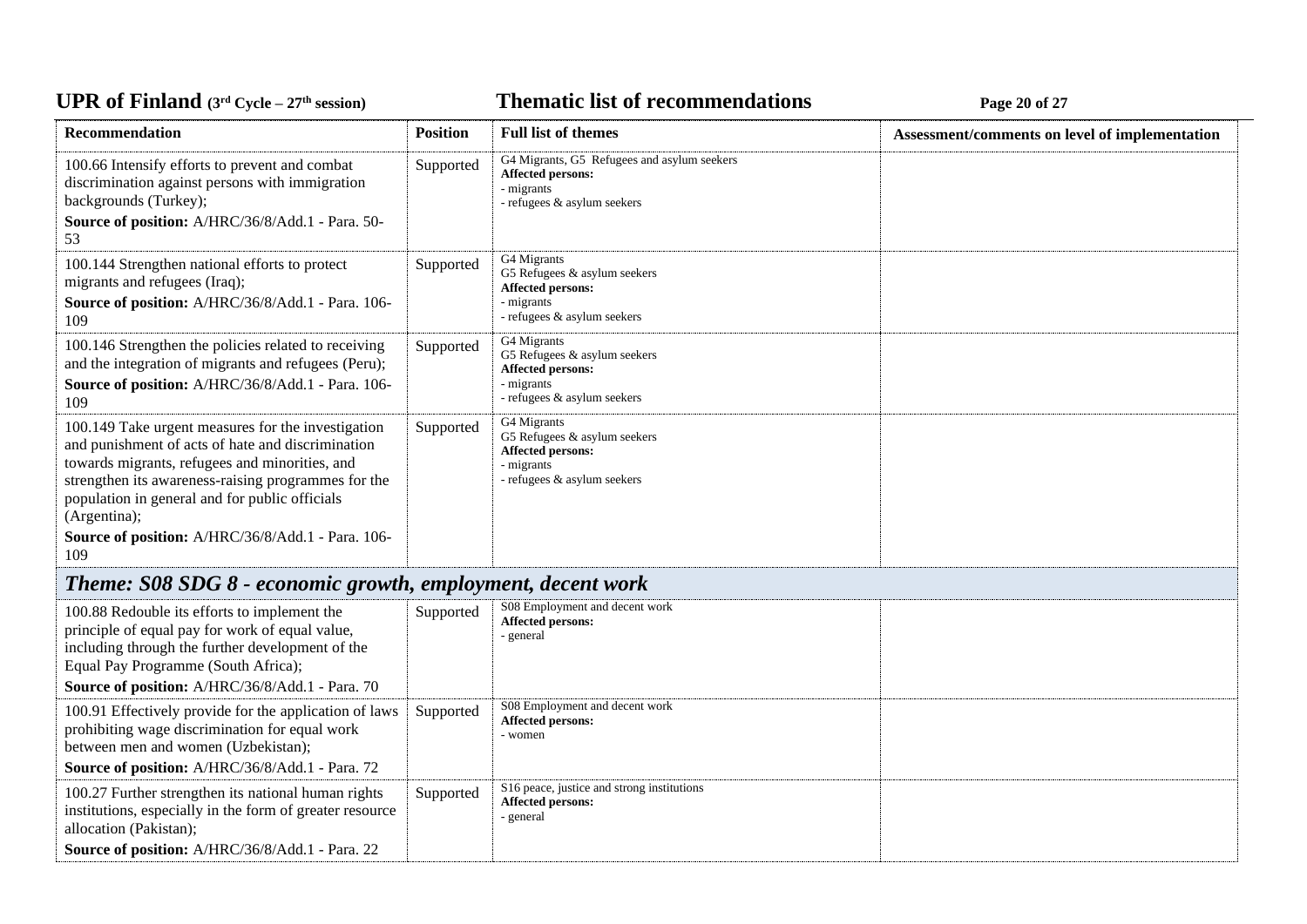| Recommendation | Position | Full list of themes | Assessment/comments on level of implementation |
|---|---|---|---|
| 100.66 Intensify efforts to prevent and combat discrimination against persons with immigration backgrounds (Turkey);<br>**Source of position:** A/HRC/36/8/Add.1 - Para. 50-53 | Supported | G4 Migrants, G5 Refugees and asylum seekers<br>**Affected persons:**<br>- migrants<br>- refugees & asylum seekers | |
| 100.144 Strengthen national efforts to protect migrants and refugees (Iraq);<br>**Source of position:** A/HRC/36/8/Add.1 - Para. 106-109 | Supported | G4 Migrants<br>G5 Refugees & asylum seekers<br>**Affected persons:**<br>- migrants<br>- refugees & asylum seekers | |
| 100.146 Strengthen the policies related to receiving and the integration of migrants and refugees (Peru);<br>**Source of position:** A/HRC/36/8/Add.1 - Para. 106-109 | Supported | G4 Migrants<br>G5 Refugees & asylum seekers<br>**Affected persons:**<br>- migrants<br>- refugees & asylum seekers | |
| 100.149 Take urgent measures for the investigation and punishment of acts of hate and discrimination towards migrants, refugees and minorities, and strengthen its awareness-raising programmes for the population in general and for public officials (Argentina);<br>**Source of position:** A/HRC/36/8/Add.1 - Para. 106-109 | Supported | G4 Migrants<br>G5 Refugees & asylum seekers<br>**Affected persons:**<br>- migrants<br>- refugees & asylum seekers | |
| ***Theme: S08 SDG 8 - economic growth, employment, decent work*** | | | |
| 100.88 Redouble its efforts to implement the principle of equal pay for work of equal value, including through the further development of the Equal Pay Programme (South Africa);<br>**Source of position:** A/HRC/36/8/Add.1 - Para. 70 | Supported | S08 Employment and decent work<br>**Affected persons:**<br>- general | |
| 100.91 Effectively provide for the application of laws prohibiting wage discrimination for equal work between men and women (Uzbekistan);<br>**Source of position:** A/HRC/36/8/Add.1 - Para. 72 | Supported | S08 Employment and decent work<br>**Affected persons:**<br>- women | |
| 100.27 Further strengthen its national human rights institutions, especially in the form of greater resource allocation (Pakistan);<br>**Source of position:** A/HRC/36/8/Add.1 - Para. 22 | Supported | S16 peace, justice and strong institutions<br>**Affected persons:**<br>- general | |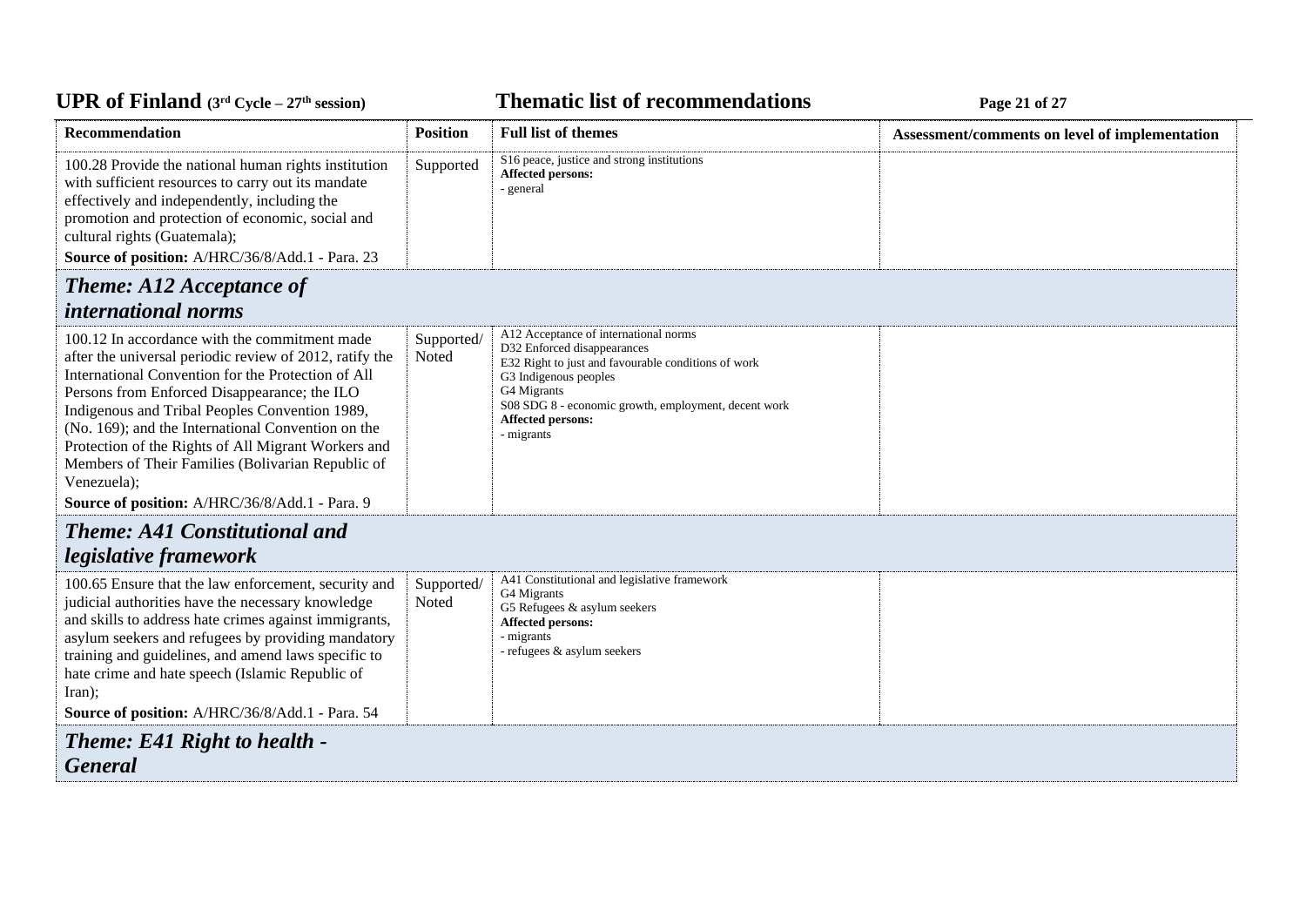| Recommendation | Position | Full list of themes | Assessment/comments on level of implementation |
|---|---|---|---|
| 100.28 Provide the national human rights institution with sufficient resources to carry out its mandate effectively and independently, including the promotion and protection of economic, social and cultural rights (Guatemala);<br>**Source of position:** A/HRC/36/8/Add.1 - Para. 23 | Supported | S16 peace, justice and strong institutions<br>**Affected persons:**<br>- general | |

## *Theme: A12 Acceptance of international norms*

| Recommendation | Position | Full list of themes | Assessment/comments on level of implementation |
|---|---|---|---|
| 100.12 In accordance with the commitment made after the universal periodic review of 2012, ratify the International Convention for the Protection of All Persons from Enforced Disappearance; the ILO Indigenous and Tribal Peoples Convention 1989, (No. 169); and the International Convention on the Protection of the Rights of All Migrant Workers and Members of Their Families (Bolivarian Republic of Venezuela);<br>**Source of position:** A/HRC/36/8/Add.1 - Para. 9 | Supported/ Noted | A12 Acceptance of international norms<br>D32 Enforced disappearances<br>E32 Right to just and favourable conditions of work<br>G3 Indigenous peoples<br>G4 Migrants<br>S08 SDG 8 - economic growth, employment, decent work<br>**Affected persons:**<br>- migrants | |

## *Theme: A41 Constitutional and legislative framework*

| Recommendation | Position | Full list of themes | Assessment/comments on level of implementation |
|---|---|---|---|
| 100.65 Ensure that the law enforcement, security and judicial authorities have the necessary knowledge and skills to address hate crimes against immigrants, asylum seekers and refugees by providing mandatory training and guidelines, and amend laws specific to hate crime and hate speech (Islamic Republic of Iran);<br>**Source of position:** A/HRC/36/8/Add.1 - Para. 54 | Supported/ Noted | A41 Constitutional and legislative framework<br>G4 Migrants<br>G5 Refugees & asylum seekers<br>**Affected persons:**<br>- migrants<br>- refugees & asylum seekers | |

## *Theme: E41 Right to health - General*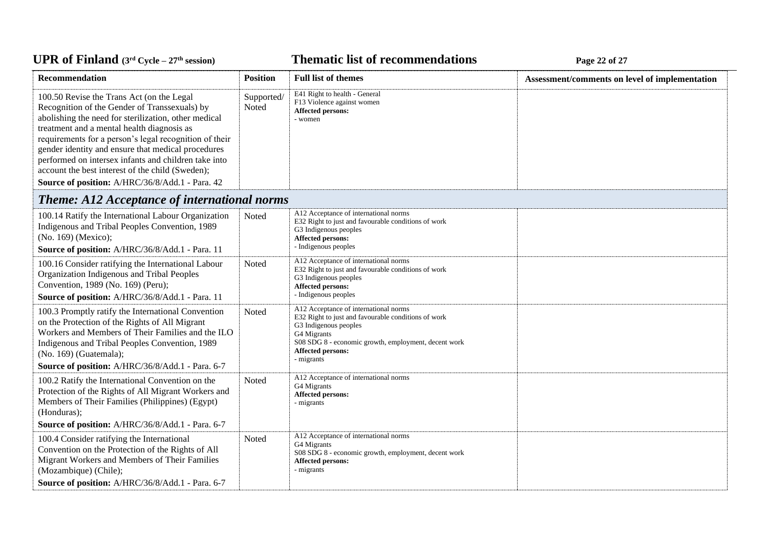| Recommendation | Position | Full list of themes | Assessment/comments on level of implementation |
|---|---|---|---|
| 100.50 Revise the Trans Act (on the Legal Recognition of the Gender of Transsexuals) by abolishing the need for sterilization, other medical treatment and a mental health diagnosis as requirements for a person's legal recognition of their gender identity and ensure that medical procedures performed on intersex infants and children take into account the best interest of the child (Sweden);<br>**Source of position:** A/HRC/36/8/Add.1 - Para. 42 | Supported/ Noted | E41 Right to health - General<br>F13 Violence against women<br>**Affected persons:**<br>- women | |

## *Theme: A12 Acceptance of international norms*

| Recommendation | Position | Full list of themes | Assessment/comments on level of implementation |
|---|---|---|---|
| 100.14 Ratify the International Labour Organization Indigenous and Tribal Peoples Convention, 1989 (No. 169) (Mexico);<br>**Source of position:** A/HRC/36/8/Add.1 - Para. 11 | Noted | A12 Acceptance of international norms<br>E32 Right to just and favourable conditions of work<br>G3 Indigenous peoples<br>**Affected persons:**<br>- Indigenous peoples | |
| 100.16 Consider ratifying the International Labour Organization Indigenous and Tribal Peoples Convention, 1989 (No. 169) (Peru);<br>**Source of position:** A/HRC/36/8/Add.1 - Para. 11 | Noted | A12 Acceptance of international norms<br>E32 Right to just and favourable conditions of work<br>G3 Indigenous peoples<br>**Affected persons:**<br>- Indigenous peoples | |
| 100.3 Promptly ratify the International Convention on the Protection of the Rights of All Migrant Workers and Members of Their Families and the ILO Indigenous and Tribal Peoples Convention, 1989 (No. 169) (Guatemala);<br>**Source of position:** A/HRC/36/8/Add.1 - Para. 6-7 | Noted | A12 Acceptance of international norms<br>E32 Right to just and favourable conditions of work<br>G3 Indigenous peoples<br>G4 Migrants<br>S08 SDG 8 - economic growth, employment, decent work<br>**Affected persons:**<br>- migrants | |
| 100.2 Ratify the International Convention on the Protection of the Rights of All Migrant Workers and Members of Their Families (Philippines) (Egypt) (Honduras);<br>**Source of position:** A/HRC/36/8/Add.1 - Para. 6-7 | Noted | A12 Acceptance of international norms<br>G4 Migrants<br>**Affected persons:**<br>- migrants | |
| 100.4 Consider ratifying the International Convention on the Protection of the Rights of All Migrant Workers and Members of Their Families (Mozambique) (Chile);<br>**Source of position:** A/HRC/36/8/Add.1 - Para. 6-7 | Noted | A12 Acceptance of international norms<br>G4 Migrants<br>S08 SDG 8 - economic growth, employment, decent work<br>**Affected persons:**<br>- migrants | |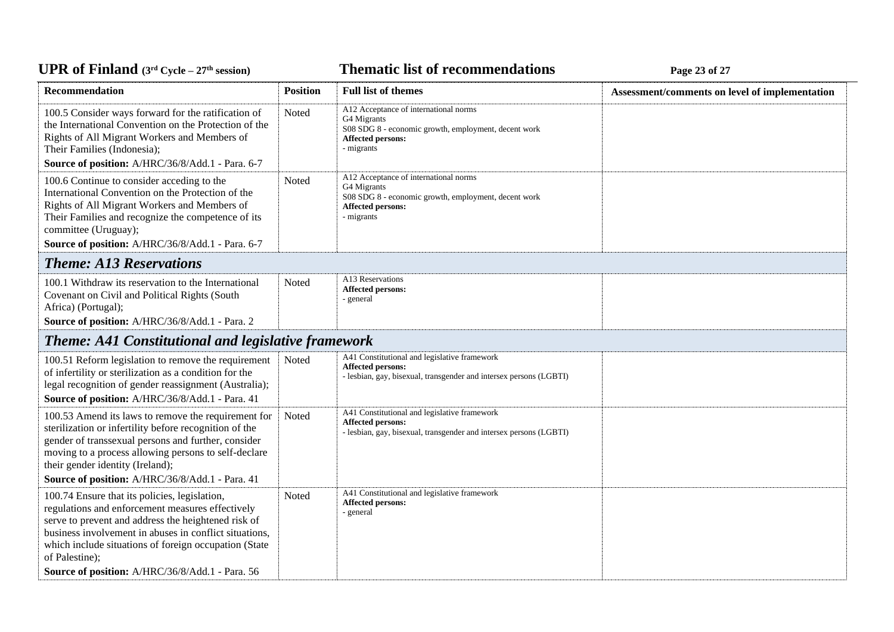| Recommendation | Position | Full list of themes | Assessment/comments on level of implementation |
|---|---|---|---|
| 100.5 Consider ways forward for the ratification of the International Convention on the Protection of the Rights of All Migrant Workers and Members of Their Families (Indonesia);<br>**Source of position:** A/HRC/36/8/Add.1 - Para. 6-7 | Noted | A12 Acceptance of international norms<br>G4 Migrants<br>S08 SDG 8 - economic growth, employment, decent work<br>**Affected persons:**<br>- migrants | |
| 100.6 Continue to consider acceding to the International Convention on the Protection of the Rights of All Migrant Workers and Members of Their Families and recognize the competence of its committee (Uruguay);<br>**Source of position:** A/HRC/36/8/Add.1 - Para. 6-7 | Noted | A12 Acceptance of international norms<br>G4 Migrants<br>S08 SDG 8 - economic growth, employment, decent work<br>**Affected persons:**<br>- migrants | |
| ***Theme: A13 Reservations*** | | | |
| 100.1 Withdraw its reservation to the International Covenant on Civil and Political Rights (South Africa) (Portugal);<br>**Source of position:** A/HRC/36/8/Add.1 - Para. 2 | Noted | A13 Reservations<br>**Affected persons:**<br>- general | |
| ***Theme: A41 Constitutional and legislative framework*** | | | |
| 100.51 Reform legislation to remove the requirement of infertility or sterilization as a condition for the legal recognition of gender reassignment (Australia);<br>**Source of position:** A/HRC/36/8/Add.1 - Para. 41 | Noted | A41 Constitutional and legislative framework<br>**Affected persons:**<br>- lesbian, gay, bisexual, transgender and intersex persons (LGBTI) | |
| 100.53 Amend its laws to remove the requirement for sterilization or infertility before recognition of the gender of transsexual persons and further, consider moving to a process allowing persons to self-declare their gender identity (Ireland);<br>**Source of position:** A/HRC/36/8/Add.1 - Para. 41 | Noted | A41 Constitutional and legislative framework<br>**Affected persons:**<br>- lesbian, gay, bisexual, transgender and intersex persons (LGBTI) | |
| 100.74 Ensure that its policies, legislation, regulations and enforcement measures effectively serve to prevent and address the heightened risk of business involvement in abuses in conflict situations, which include situations of foreign occupation (State of Palestine);<br>**Source of position:** A/HRC/36/8/Add.1 - Para. 56 | Noted | A41 Constitutional and legislative framework<br>**Affected persons:**<br>- general | |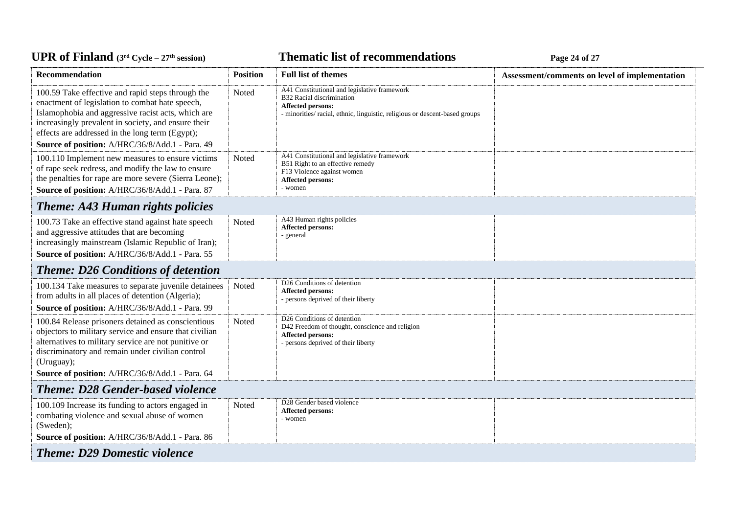| Recommendation | Position | Full list of themes | Assessment/comments on level of implementation |
|---|---|---|---|
| 100.59 Take effective and rapid steps through the enactment of legislation to combat hate speech, Islamophobia and aggressive racist acts, which are increasingly prevalent in society, and ensure their effects are addressed in the long term (Egypt);<br>**Source of position:** A/HRC/36/8/Add.1 - Para. 49 | Noted | A41 Constitutional and legislative framework<br>B32 Racial discrimination<br>**Affected persons:**<br>- minorities/ racial, ethnic, linguistic, religious or descent-based groups | |
| 100.110 Implement new measures to ensure victims of rape seek redress, and modify the law to ensure the penalties for rape are more severe (Sierra Leone);<br>**Source of position:** A/HRC/36/8/Add.1 - Para. 87 | Noted | A41 Constitutional and legislative framework<br>B51 Right to an effective remedy<br>F13 Violence against women<br>**Affected persons:**<br>- women | |
| ***Theme: A43 Human rights policies*** | | | |
| 100.73 Take an effective stand against hate speech and aggressive attitudes that are becoming increasingly mainstream (Islamic Republic of Iran);<br>**Source of position:** A/HRC/36/8/Add.1 - Para. 55 | Noted | A43 Human rights policies<br>**Affected persons:**<br>- general | |
| ***Theme: D26 Conditions of detention*** | | | |
| 100.134 Take measures to separate juvenile detainees from adults in all places of detention (Algeria);<br>**Source of position:** A/HRC/36/8/Add.1 - Para. 99 | Noted | D26 Conditions of detention<br>**Affected persons:**<br>- persons deprived of their liberty | |
| 100.84 Release prisoners detained as conscientious objectors to military service and ensure that civilian alternatives to military service are not punitive or discriminatory and remain under civilian control (Uruguay);<br>**Source of position:** A/HRC/36/8/Add.1 - Para. 64 | Noted | D26 Conditions of detention<br>D42 Freedom of thought, conscience and religion<br>**Affected persons:**<br>- persons deprived of their liberty | |
| ***Theme: D28 Gender-based violence*** | | | |
| 100.109 Increase its funding to actors engaged in combating violence and sexual abuse of women (Sweden);<br>**Source of position:** A/HRC/36/8/Add.1 - Para. 86 | Noted | D28 Gender based violence<br>**Affected persons:**<br>- women | |
| ***Theme: D29 Domestic violence*** | | | |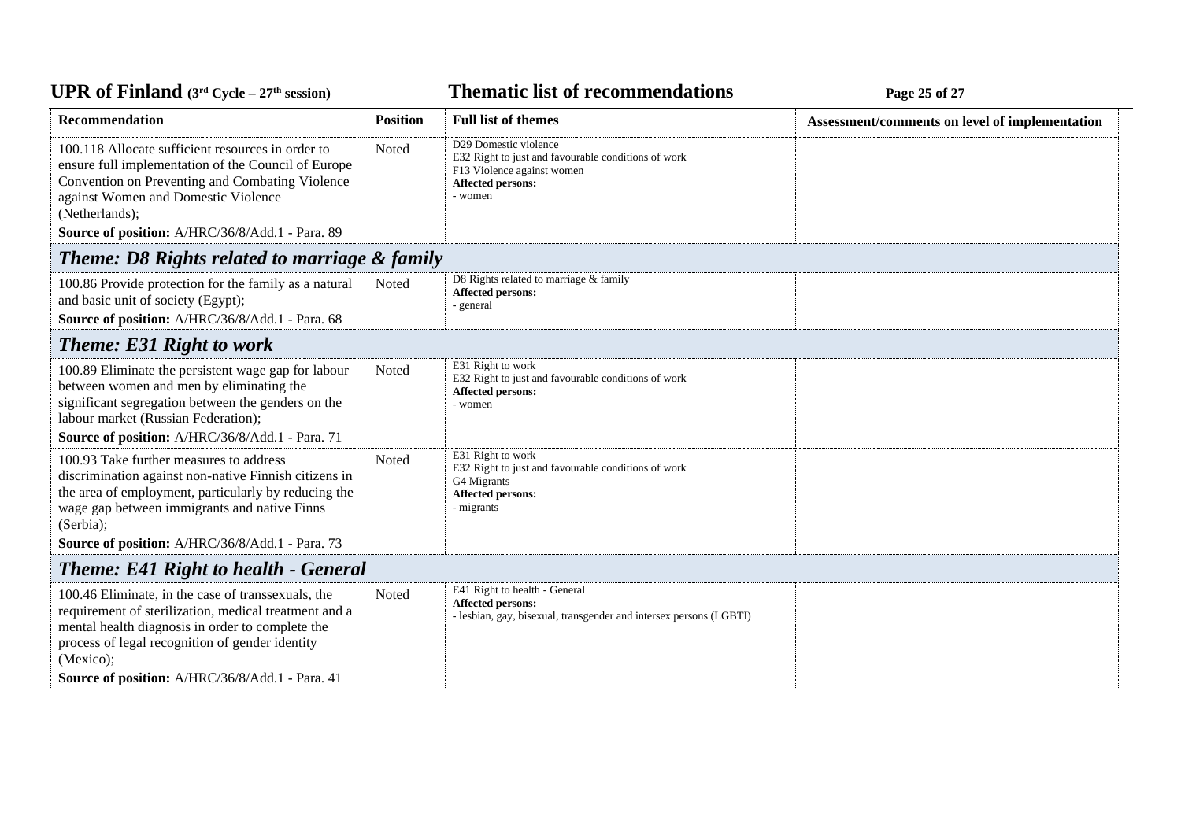| Recommendation | Position | Full list of themes | Assessment/comments on level of implementation |
|---|---|---|---|
| 100.118 Allocate sufficient resources in order to ensure full implementation of the Council of Europe Convention on Preventing and Combating Violence against Women and Domestic Violence (Netherlands);<br>**Source of position:** A/HRC/36/8/Add.1 - Para. 89 | Noted | D29 Domestic violence<br>E32 Right to just and favourable conditions of work<br>F13 Violence against women<br>**Affected persons:**<br>- women | |
| ***Theme: D8 Rights related to marriage & family*** | | | |
| 100.86 Provide protection for the family as a natural and basic unit of society (Egypt);<br>**Source of position:** A/HRC/36/8/Add.1 - Para. 68 | Noted | D8 Rights related to marriage & family<br>**Affected persons:**<br>- general | |
| ***Theme: E31 Right to work*** | | | |
| 100.89 Eliminate the persistent wage gap for labour between women and men by eliminating the significant segregation between the genders on the labour market (Russian Federation);<br>**Source of position:** A/HRC/36/8/Add.1 - Para. 71 | Noted | E31 Right to work<br>E32 Right to just and favourable conditions of work<br>**Affected persons:**<br>- women | |
| 100.93 Take further measures to address discrimination against non-native Finnish citizens in the area of employment, particularly by reducing the wage gap between immigrants and native Finns (Serbia);<br>**Source of position:** A/HRC/36/8/Add.1 - Para. 73 | Noted | E31 Right to work<br>E32 Right to just and favourable conditions of work<br>G4 Migrants<br>**Affected persons:**<br>- migrants | |
| ***Theme: E41 Right to health - General*** | | | |
| 100.46 Eliminate, in the case of transsexuals, the requirement of sterilization, medical treatment and a mental health diagnosis in order to complete the process of legal recognition of gender identity (Mexico);<br>**Source of position:** A/HRC/36/8/Add.1 - Para. 41 | Noted | E41 Right to health - General<br>**Affected persons:**<br>- lesbian, gay, bisexual, transgender and intersex persons (LGBTI) | |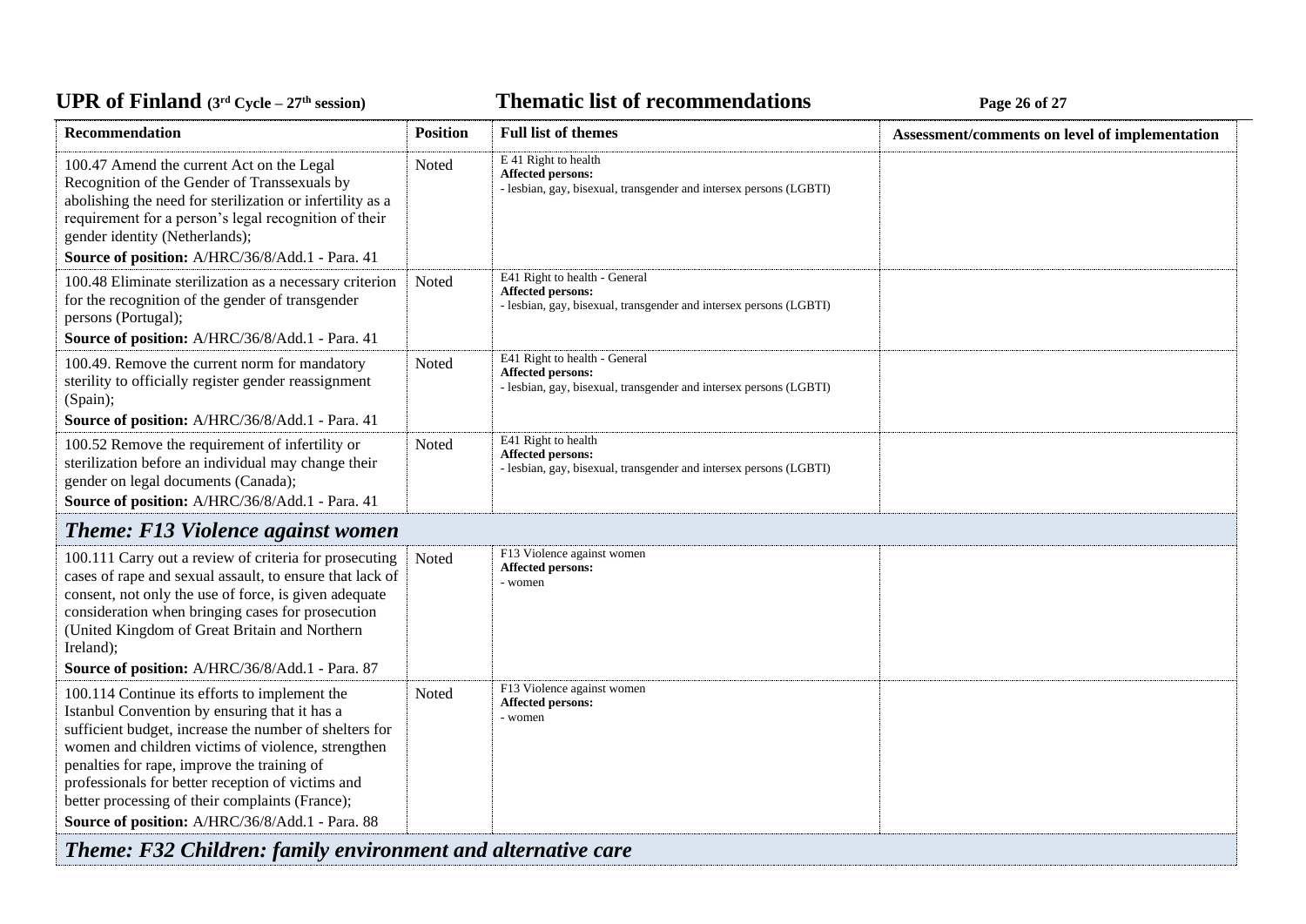| Recommendation | Position | Full list of themes | Assessment/comments on level of implementation |
|---|---|---|---|
| 100.47 Amend the current Act on the Legal Recognition of the Gender of Transsexuals by abolishing the need for sterilization or infertility as a requirement for a person's legal recognition of their gender identity (Netherlands);<br>**Source of position:** A/HRC/36/8/Add.1 - Para. 41 | Noted | E 41 Right to health<br>**Affected persons:**<br>- lesbian, gay, bisexual, transgender and intersex persons (LGBTI) | |
| 100.48 Eliminate sterilization as a necessary criterion for the recognition of the gender of transgender persons (Portugal);<br>**Source of position:** A/HRC/36/8/Add.1 - Para. 41 | Noted | E41 Right to health - General<br>**Affected persons:**<br>- lesbian, gay, bisexual, transgender and intersex persons (LGBTI) | |
| 100.49. Remove the current norm for mandatory sterility to officially register gender reassignment (Spain);<br>**Source of position:** A/HRC/36/8/Add.1 - Para. 41 | Noted | E41 Right to health - General<br>**Affected persons:**<br>- lesbian, gay, bisexual, transgender and intersex persons (LGBTI) | |
| 100.52 Remove the requirement of infertility or sterilization before an individual may change their gender on legal documents (Canada);<br>**Source of position:** A/HRC/36/8/Add.1 - Para. 41 | Noted | E41 Right to health<br>**Affected persons:**<br>- lesbian, gay, bisexual, transgender and intersex persons (LGBTI) | |
| ***Theme: F13 Violence against women*** | | | |
| 100.111 Carry out a review of criteria for prosecuting cases of rape and sexual assault, to ensure that lack of consent, not only the use of force, is given adequate consideration when bringing cases for prosecution (United Kingdom of Great Britain and Northern Ireland);<br>**Source of position:** A/HRC/36/8/Add.1 - Para. 87 | Noted | F13 Violence against women<br>**Affected persons:**<br>- women | |
| 100.114 Continue its efforts to implement the Istanbul Convention by ensuring that it has a sufficient budget, increase the number of shelters for women and children victims of violence, strengthen penalties for rape, improve the training of professionals for better reception of victims and better processing of their complaints (France);<br>**Source of position:** A/HRC/36/8/Add.1 - Para. 88 | Noted | F13 Violence against women<br>**Affected persons:**<br>- women | |
| ***Theme: F32 Children: family environment and alternative care*** | | | |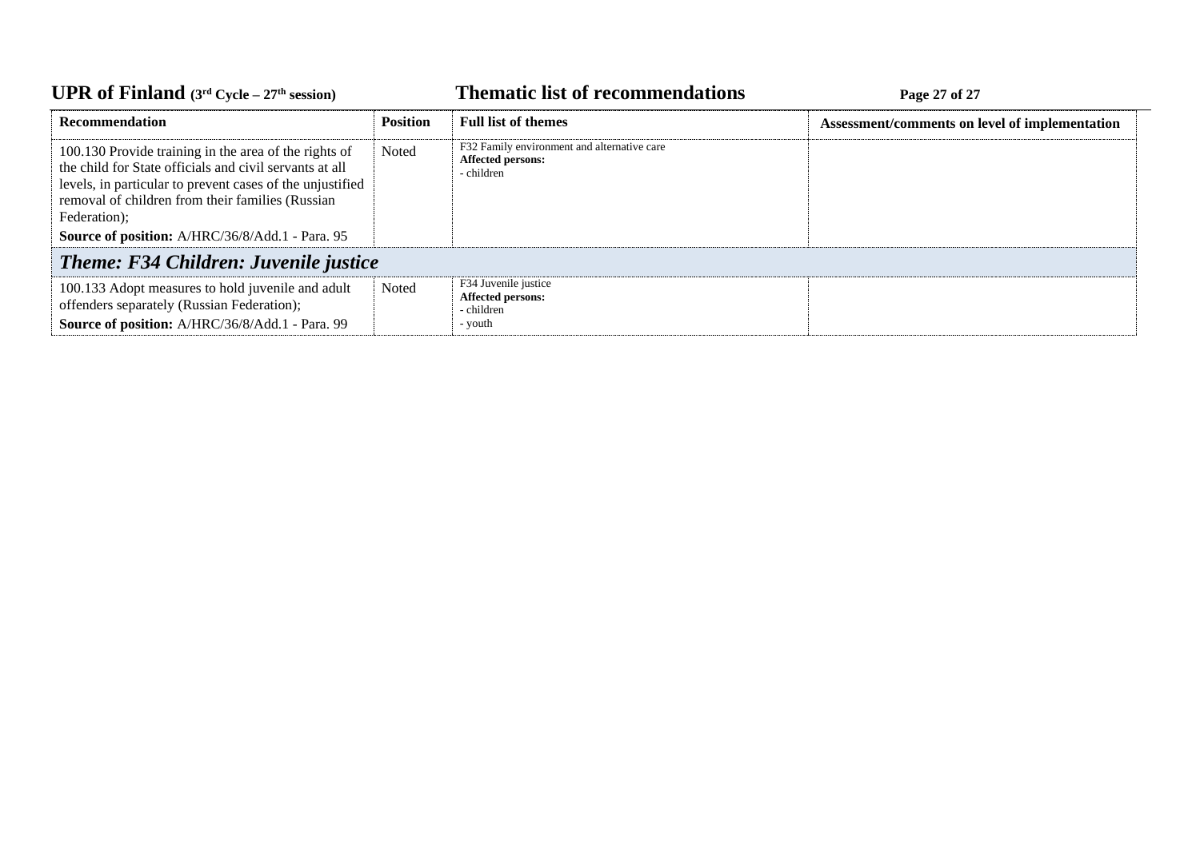| Recommendation | Position | Full list of themes | Assessment/comments on level of implementation |
|---|---|---|---|
| 100.130 Provide training in the area of the rights of the child for State officials and civil servants at all levels, in particular to prevent cases of the unjustified removal of children from their families (Russian Federation);<br>**Source of position:** A/HRC/36/8/Add.1 - Para. 95 | Noted | F32 Family environment and alternative care<br>**Affected persons:**<br>- children | |

## *Theme: F34 Children: Juvenile justice*

| Recommendation | Position | Full list of themes | Assessment/comments on level of implementation |
|---|---|---|---|
| 100.133 Adopt measures to hold juvenile and adult offenders separately (Russian Federation);<br>**Source of position:** A/HRC/36/8/Add.1 - Para. 99 | Noted | F34 Juvenile justice<br>**Affected persons:**<br>- children<br>- youth | |